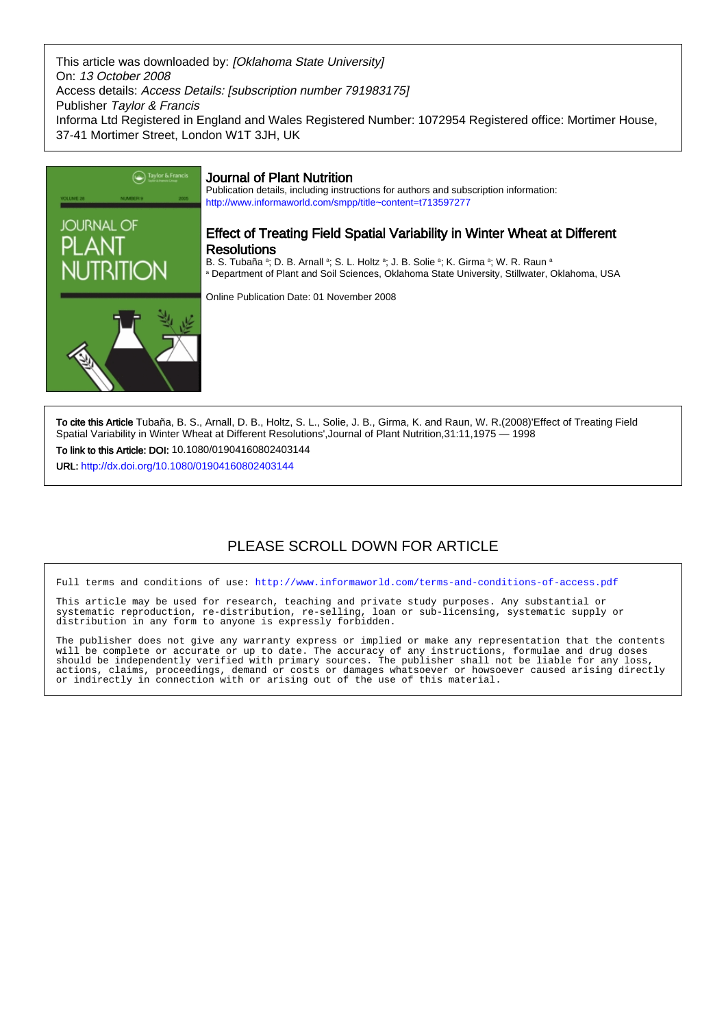This article was downloaded by: *[Oklahoma State University]*
On: *13 October 2008*
Access details: *Access Details: [subscription number 791983175]*
Publisher *Taylor & Francis*
Informa Ltd Registered in England and Wales Registered Number: 1072954 Registered office: Mortimer House, 37-41 Mortimer Street, London W1T 3JH, UK

## Journal of Plant Nutrition

Publication details, including instructions for authors and subscription information:
http://www.informaworld.com/smpp/title~content=t713597277

# Effect of Treating Field Spatial Variability in Winter Wheat at Different Resolutions

B. S. Tubaña [a]; D. B. Arnall [a]; S. L. Holtz [a]; J. B. Solie [a]; K. Girma [a]; W. R. Raun [a]

[a] Department of Plant and Soil Sciences, Oklahoma State University, Stillwater, Oklahoma, USA

Online Publication Date: 01 November 2008

**To cite this Article** Tubaña, B. S., Arnall, D. B., Holtz, S. L., Solie, J. B., Girma, K. and Raun, W. R.(2008)'Effect of Treating Field Spatial Variability in Winter Wheat at Different Resolutions',Journal of Plant Nutrition,31:11,1975 — 1998

**To link to this Article: DOI:** 10.1080/01904160802403144

**URL:** http://dx.doi.org/10.1080/01904160802403144

PLEASE SCROLL DOWN FOR ARTICLE

Full terms and conditions of use: http://www.informaworld.com/terms-and-conditions-of-access.pdf

This article may be used for research, teaching and private study purposes. Any substantial or systematic reproduction, re-distribution, re-selling, loan or sub-licensing, systematic supply or distribution in any form to anyone is expressly forbidden.

The publisher does not give any warranty express or implied or make any representation that the contents will be complete or accurate or up to date. The accuracy of any instructions, formulae and drug doses should be independently verified with primary sources. The publisher shall not be liable for any loss, actions, claims, proceedings, demand or costs or damages whatsoever or howsoever caused arising directly or indirectly in connection with or arising out of the use of this material.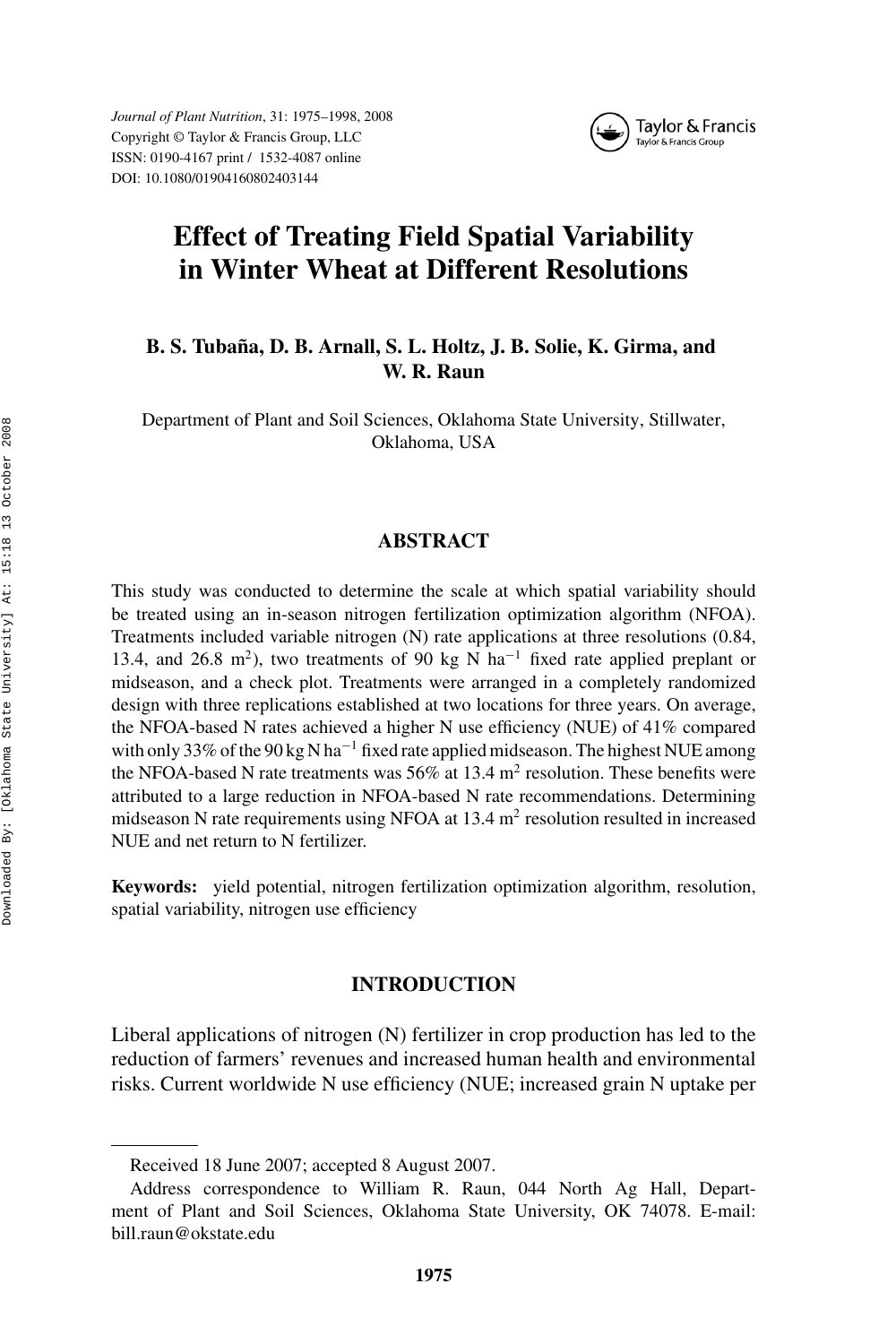# Effect of Treating Field Spatial Variability in Winter Wheat at Different Resolutions

**B. S. Tubaña, D. B. Arnall, S. L. Holtz, J. B. Solie, K. Girma, and W. R. Raun**

Department of Plant and Soil Sciences, Oklahoma State University, Stillwater, Oklahoma, USA

## ABSTRACT

This study was conducted to determine the scale at which spatial variability should be treated using an in-season nitrogen fertilization optimization algorithm (NFOA). Treatments included variable nitrogen (N) rate applications at three resolutions (0.84, 13.4, and 26.8 $m^2$), two treatments of 90 kg N $ha^{-1}$ fixed rate applied preplant or midseason, and a check plot. Treatments were arranged in a completely randomized design with three replications established at two locations for three years. On average, the NFOA-based N rates achieved a higher N use efficiency (NUE) of 41% compared with only 33% of the 90 kg N $ha^{-1}$ fixed rate applied midseason. The highest NUE among the NFOA-based N rate treatments was 56% at 13.4 $m^2$ resolution. These benefits were attributed to a large reduction in NFOA-based N rate recommendations. Determining midseason N rate requirements using NFOA at 13.4 $m^2$ resolution resulted in increased NUE and net return to N fertilizer.

**Keywords:** yield potential, nitrogen fertilization optimization algorithm, resolution, spatial variability, nitrogen use efficiency

## INTRODUCTION

Liberal applications of nitrogen (N) fertilizer in crop production has led to the reduction of farmers' revenues and increased human health and environmental risks. Current worldwide N use efficiency (NUE; increased grain N uptake per

---

Received 18 June 2007; accepted 8 August 2007.

Address correspondence to William R. Raun, 044 North Ag Hall, Department of Plant and Soil Sciences, Oklahoma State University, OK 74078. E-mail: bill.raun@okstate.edu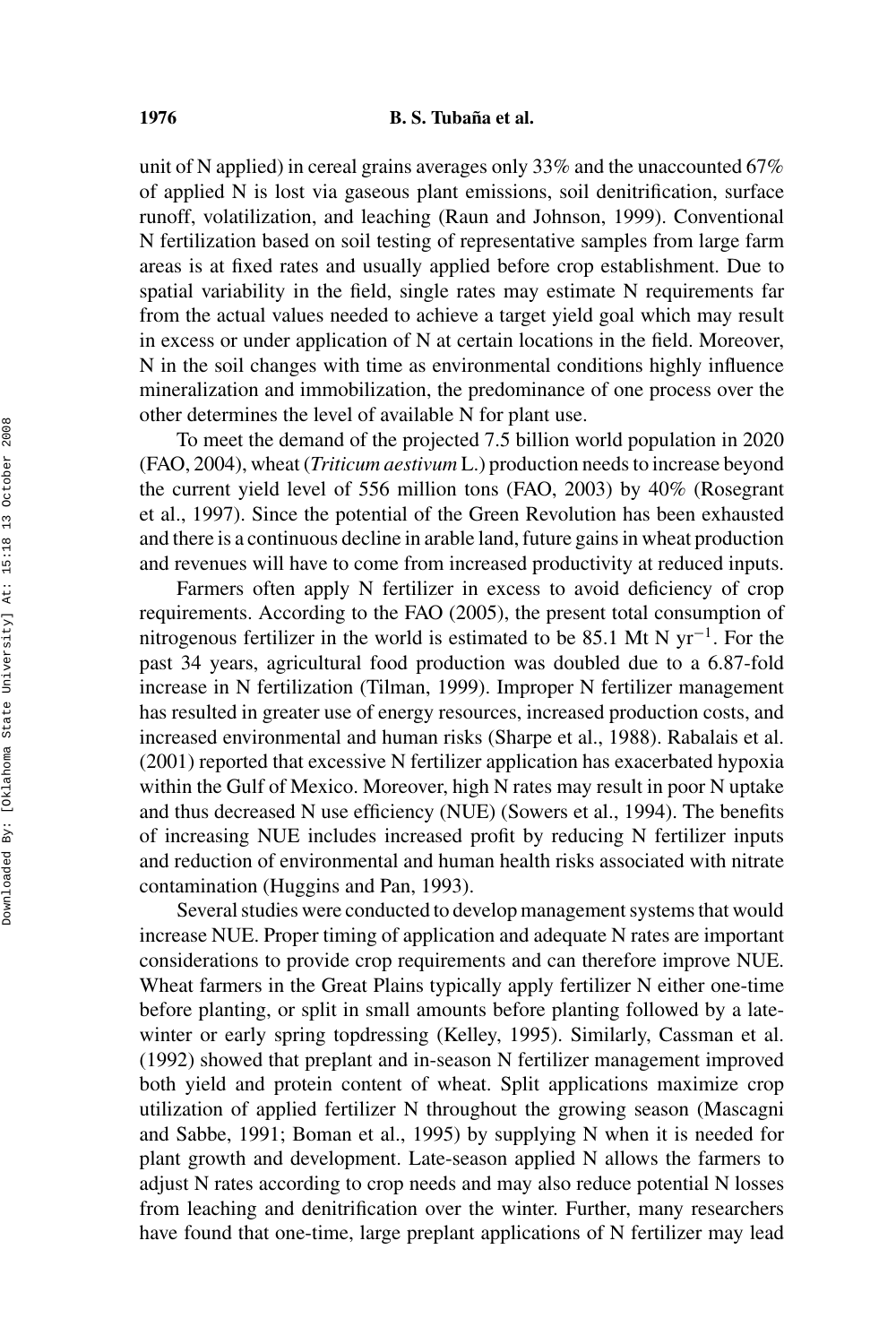unit of N applied) in cereal grains averages only 33% and the unaccounted 67% of applied N is lost via gaseous plant emissions, soil denitrification, surface runoff, volatilization, and leaching (Raun and Johnson, 1999). Conventional N fertilization based on soil testing of representative samples from large farm areas is at fixed rates and usually applied before crop establishment. Due to spatial variability in the field, single rates may estimate N requirements far from the actual values needed to achieve a target yield goal which may result in excess or under application of N at certain locations in the field. Moreover, N in the soil changes with time as environmental conditions highly influence mineralization and immobilization, the predominance of one process over the other determines the level of available N for plant use.

To meet the demand of the projected 7.5 billion world population in 2020 (FAO, 2004), wheat (*Triticum aestivum* L.) production needs to increase beyond the current yield level of 556 million tons (FAO, 2003) by 40% (Rosegrant et al., 1997). Since the potential of the Green Revolution has been exhausted and there is a continuous decline in arable land, future gains in wheat production and revenues will have to come from increased productivity at reduced inputs.

Farmers often apply N fertilizer in excess to avoid deficiency of crop requirements. According to the FAO (2005), the present total consumption of nitrogenous fertilizer in the world is estimated to be 85.1 Mt N $yr^{-1}$. For the past 34 years, agricultural food production was doubled due to a 6.87-fold increase in N fertilization (Tilman, 1999). Improper N fertilizer management has resulted in greater use of energy resources, increased production costs, and increased environmental and human risks (Sharpe et al., 1988). Rabalais et al. (2001) reported that excessive N fertilizer application has exacerbated hypoxia within the Gulf of Mexico. Moreover, high N rates may result in poor N uptake and thus decreased N use efficiency (NUE) (Sowers et al., 1994). The benefits of increasing NUE includes increased profit by reducing N fertilizer inputs and reduction of environmental and human health risks associated with nitrate contamination (Huggins and Pan, 1993).

Several studies were conducted to develop management systems that would increase NUE. Proper timing of application and adequate N rates are important considerations to provide crop requirements and can therefore improve NUE. Wheat farmers in the Great Plains typically apply fertilizer N either one-time before planting, or split in small amounts before planting followed by a late-winter or early spring topdressing (Kelley, 1995). Similarly, Cassman et al. (1992) showed that preplant and in-season N fertilizer management improved both yield and protein content of wheat. Split applications maximize crop utilization of applied fertilizer N throughout the growing season (Mascagni and Sabbe, 1991; Boman et al., 1995) by supplying N when it is needed for plant growth and development. Late-season applied N allows the farmers to adjust N rates according to crop needs and may also reduce potential N losses from leaching and denitrification over the winter. Further, many researchers have found that one-time, large preplant applications of N fertilizer may lead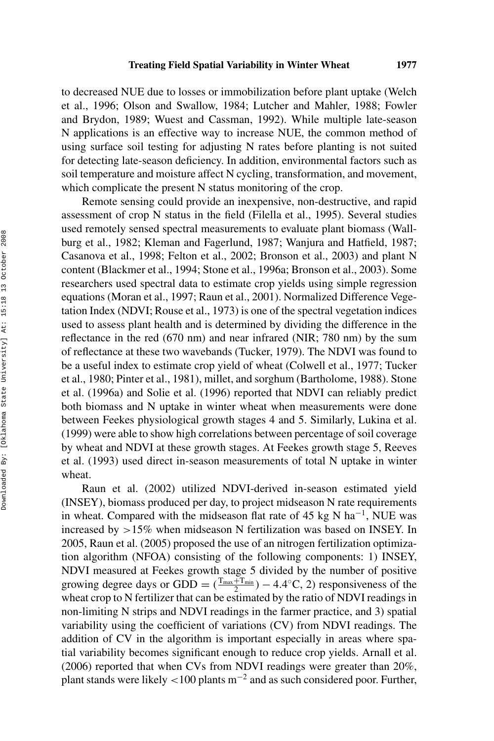to decreased NUE due to losses or immobilization before plant uptake (Welch et al., 1996; Olson and Swallow, 1984; Lutcher and Mahler, 1988; Fowler and Brydon, 1989; Wuest and Cassman, 1992). While multiple late-season N applications is an effective way to increase NUE, the common method of using surface soil testing for adjusting N rates before planting is not suited for detecting late-season deficiency. In addition, environmental factors such as soil temperature and moisture affect N cycling, transformation, and movement, which complicate the present N status monitoring of the crop.

Remote sensing could provide an inexpensive, non-destructive, and rapid assessment of crop N status in the field (Filella et al., 1995). Several studies used remotely sensed spectral measurements to evaluate plant biomass (Wallburg et al., 1982; Kleman and Fagerlund, 1987; Wanjura and Hatfield, 1987; Casanova et al., 1998; Felton et al., 2002; Bronson et al., 2003) and plant N content (Blackmer et al., 1994; Stone et al., 1996a; Bronson et al., 2003). Some researchers used spectral data to estimate crop yields using simple regression equations (Moran et al., 1997; Raun et al., 2001). Normalized Difference Vegetation Index (NDVI; Rouse et al., 1973) is one of the spectral vegetation indices used to assess plant health and is determined by dividing the difference in the reflectance in the red (670 nm) and near infrared (NIR; 780 nm) by the sum of reflectance at these two wavebands (Tucker, 1979). The NDVI was found to be a useful index to estimate crop yield of wheat (Colwell et al., 1977; Tucker et al., 1980; Pinter et al., 1981), millet, and sorghum (Bartholome, 1988). Stone et al. (1996a) and Solie et al. (1996) reported that NDVI can reliably predict both biomass and N uptake in winter wheat when measurements were done between Feekes physiological growth stages 4 and 5. Similarly, Lukina et al. (1999) were able to show high correlations between percentage of soil coverage by wheat and NDVI at these growth stages. At Feekes growth stage 5, Reeves et al. (1993) used direct in-season measurements of total N uptake in winter wheat.

Raun et al. (2002) utilized NDVI-derived in-season estimated yield (INSEY), biomass produced per day, to project midseason N rate requirements in wheat. Compared with the midseason flat rate of 45 kg N ha$^{-1}$, NUE was increased by >15% when midseason N fertilization was based on INSEY. In 2005, Raun et al. (2005) proposed the use of an nitrogen fertilization optimization algorithm (NFOA) consisting of the following components: 1) INSEY, NDVI measured at Feekes growth stage 5 divided by the number of positive growing degree days or $\mathrm{GDD} = (\frac{T_{max}+T_{min}}{2}) - 4.4^{\circ}\mathrm{C}$, 2) responsiveness of the wheat crop to N fertilizer that can be estimated by the ratio of NDVI readings in non-limiting N strips and NDVI readings in the farmer practice, and 3) spatial variability using the coefficient of variations (CV) from NDVI readings. The addition of CV in the algorithm is important especially in areas where spatial variability becomes significant enough to reduce crop yields. Arnall et al. (2006) reported that when CVs from NDVI readings were greater than 20%, plant stands were likely <100 plants m$^{-2}$ and as such considered poor. Further,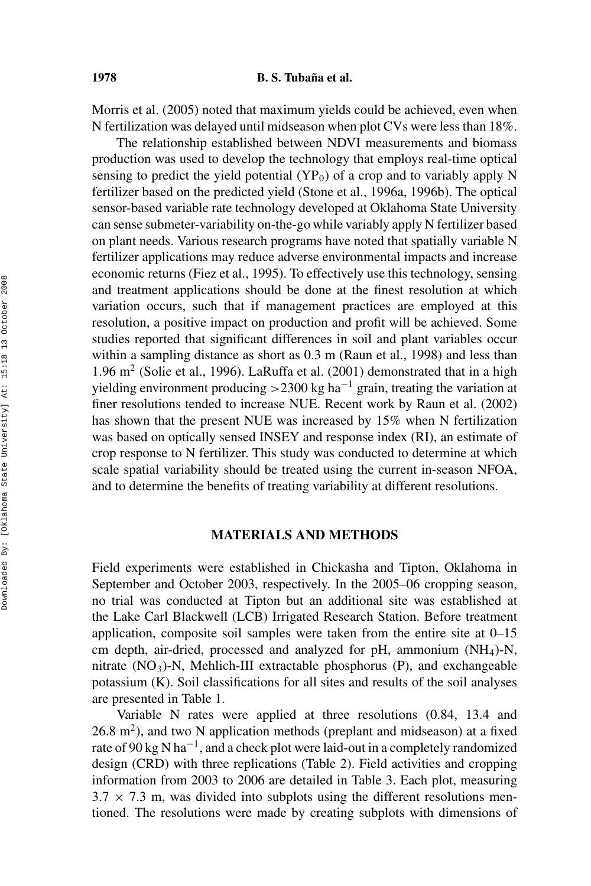Morris et al. (2005) noted that maximum yields could be achieved, even when N fertilization was delayed until midseason when plot CVs were less than 18%.

The relationship established between NDVI measurements and biomass production was used to develop the technology that employs real-time optical sensing to predict the yield potential ($YP_0$) of a crop and to variably apply N fertilizer based on the predicted yield (Stone et al., 1996a, 1996b). The optical sensor-based variable rate technology developed at Oklahoma State University can sense submeter-variability on-the-go while variably apply N fertilizer based on plant needs. Various research programs have noted that spatially variable N fertilizer applications may reduce adverse environmental impacts and increase economic returns (Fiez et al., 1995). To effectively use this technology, sensing and treatment applications should be done at the finest resolution at which variation occurs, such that if management practices are employed at this resolution, a positive impact on production and profit will be achieved. Some studies reported that significant differences in soil and plant variables occur within a sampling distance as short as 0.3 m (Raun et al., 1998) and less than 1.96 $m^2$ (Solie et al., 1996). LaRuffa et al. (2001) demonstrated that in a high yielding environment producing >2300 kg $ha^{-1}$ grain, treating the variation at finer resolutions tended to increase NUE. Recent work by Raun et al. (2002) has shown that the present NUE was increased by 15% when N fertilization was based on optically sensed INSEY and response index (RI), an estimate of crop response to N fertilizer. This study was conducted to determine at which scale spatial variability should be treated using the current in-season NFOA, and to determine the benefits of treating variability at different resolutions.

## MATERIALS AND METHODS

Field experiments were established in Chickasha and Tipton, Oklahoma in September and October 2003, respectively. In the 2005–06 cropping season, no trial was conducted at Tipton but an additional site was established at the Lake Carl Blackwell (LCB) Irrigated Research Station. Before treatment application, composite soil samples were taken from the entire site at 0–15 cm depth, air-dried, processed and analyzed for pH, ammonium ($NH_4$)-N, nitrate ($NO_3$)-N, Mehlich-III extractable phosphorus (P), and exchangeable potassium (K). Soil classifications for all sites and results of the soil analyses are presented in Table 1.

Variable N rates were applied at three resolutions (0.84, 13.4 and 26.8 $m^2$), and two N application methods (preplant and midseason) at a fixed rate of 90 kg N $ha^{-1}$, and a check plot were laid-out in a completely randomized design (CRD) with three replications (Table 2). Field activities and cropping information from 2003 to 2006 are detailed in Table 3. Each plot, measuring 3.7 × 7.3 m, was divided into subplots using the different resolutions mentioned. The resolutions were made by creating subplots with dimensions of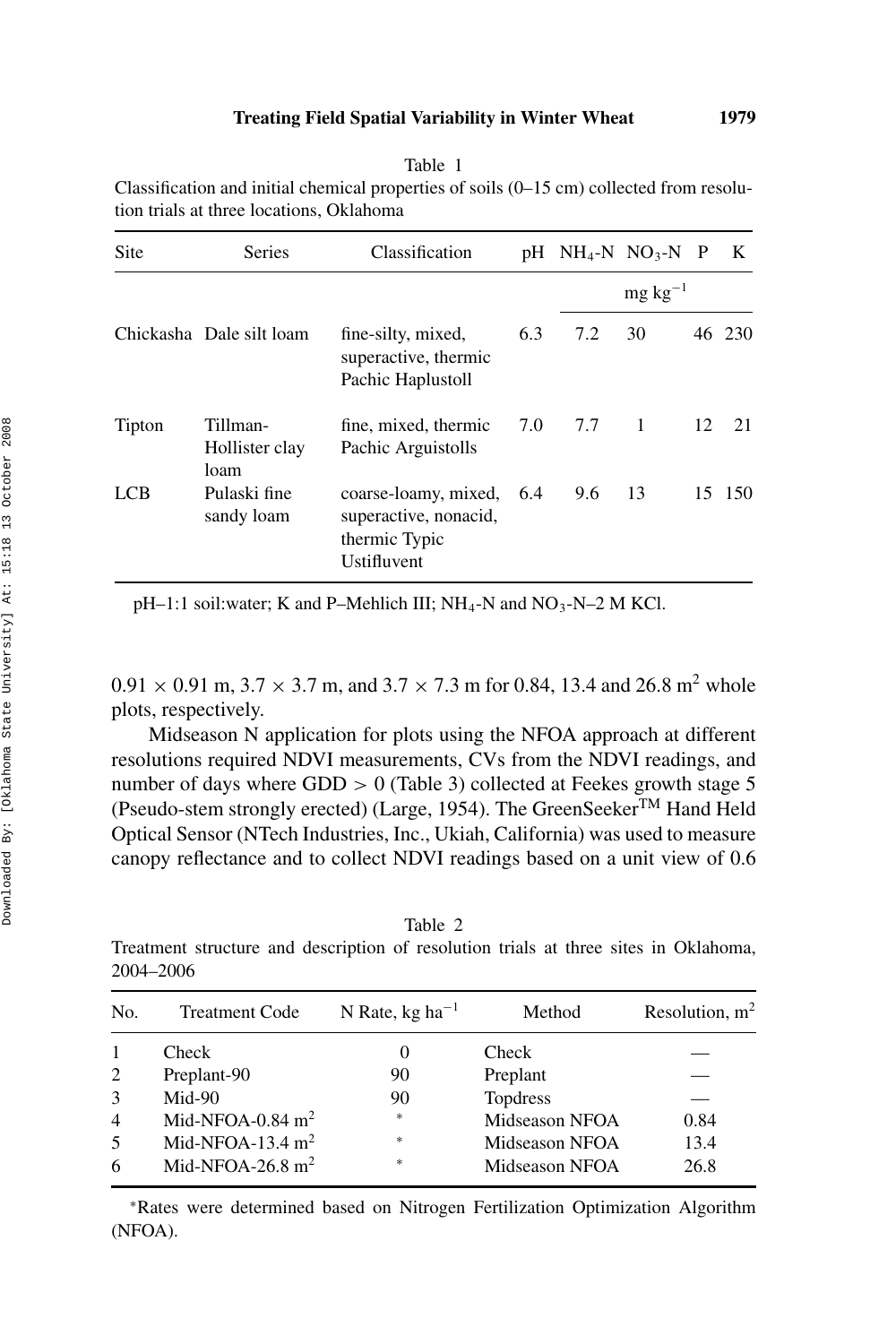Table 1
Classification and initial chemical properties of soils (0–15 cm) collected from resolution trials at three locations, Oklahoma

| Site | Series | Classification | pH | $NH_4$-N | $NO_3$-N | P | K |
|---|---|---|---|---|---|---|---|
| | | | | mg kg$^{-1}$ | | | |
| Chickasha | Dale silt loam | fine-silty, mixed, superactive, thermic Pachic Haplustoll | 6.3 | 7.2 | 30 | 46 | 230 |
| Tipton | Tillman-Hollister clay loam | fine, mixed, thermic Pachic Arguistolls | 7.0 | 7.7 | 1 | 12 | 21 |
| LCB | Pulaski fine sandy loam | coarse-loamy, mixed, superactive, nonacid, thermic Typic Ustifluvent | 6.4 | 9.6 | 13 | 15 | 150 |

pH–1:1 soil:water; K and P–Mehlich III; $NH_4$-N and $NO_3$-N–2 M KCl.

$0.91 \times 0.91$ m, $3.7 \times 3.7$ m, and $3.7 \times 7.3$ m for 0.84, 13.4 and 26.8 m$^2$ whole plots, respectively.

Midseason N application for plots using the NFOA approach at different resolutions required NDVI measurements, CVs from the NDVI readings, and number of days where GDD $> 0$ (Table 3) collected at Feekes growth stage 5 (Pseudo-stem strongly erected) (Large, 1954). The GreenSeeker™ Hand Held Optical Sensor (NTech Industries, Inc., Ukiah, California) was used to measure canopy reflectance and to collect NDVI readings based on a unit view of 0.6

Table 2
Treatment structure and description of resolution trials at three sites in Oklahoma, 2004–2006

| No. | Treatment Code | N Rate, kg ha$^{-1}$ | Method | Resolution, m$^2$ |
|---|---|---|---|---|
| 1 | Check | 0 | Check | — |
| 2 | Preplant-90 | 90 | Preplant | — |
| 3 | Mid-90 | 90 | Topdress | — |
| 4 | Mid-NFOA-0.84 m$^2$ | * | Midseason NFOA | 0.84 |
| 5 | Mid-NFOA-13.4 m$^2$ | * | Midseason NFOA | 13.4 |
| 6 | Mid-NFOA-26.8 m$^2$ | * | Midseason NFOA | 26.8 |

*Rates were determined based on Nitrogen Fertilization Optimization Algorithm (NFOA).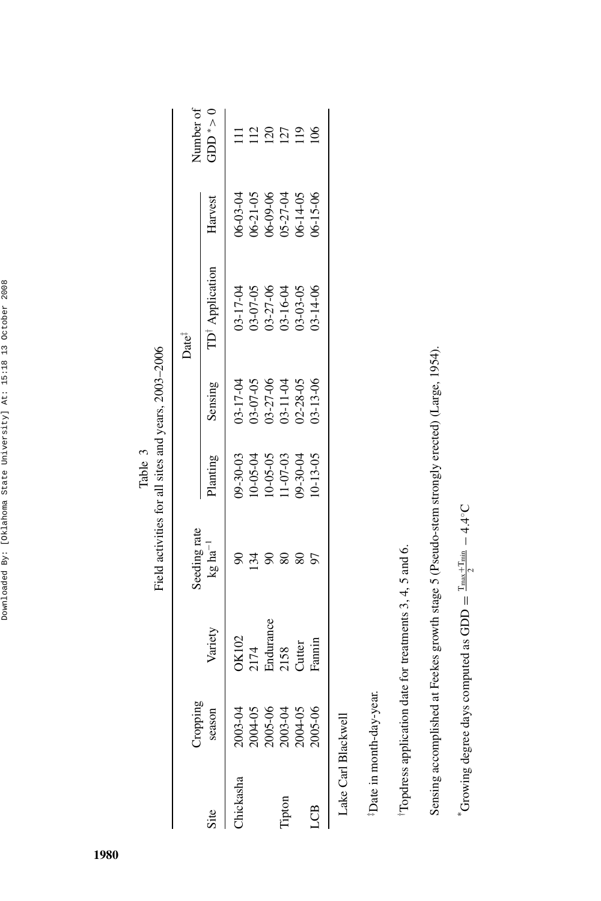Table 3
Field activities for all sites and years, 2003–2006

| Site | Cropping season | Variety | Seeding rate kg ha$^{-1}$ | Date‡ | | | | Number of GDD* > 0 |
|---|---|---|---|---|---|---|---|---|
| | | | | Planting | Sensing | TD† Application | Harvest | |
| Chickasha | 2003-04 | OK102 | 90 | 09-30-03 | 03-17-04 | 03-17-04 | 06-03-04 | 111 |
| | 2004-05 | 2174 | 134 | 10-05-04 | 03-07-05 | 03-07-05 | 06-21-05 | 112 |
| | 2005-06 | Endurance | 90 | 10-05-05 | 03-27-06 | 03-27-06 | 06-09-06 | 120 |
| Tipton | 2003-04 | 2158 | 80 | 11-07-03 | 03-11-04 | 03-16-04 | 05-27-04 | 127 |
| | 2004-05 | Cutter | 80 | 09-30-04 | 02-28-05 | 03-03-05 | 06-14-05 | 119 |
| LCB | 2005-06 | Fannin | 97 | 10-13-05 | 03-13-06 | 03-14-06 | 06-15-06 | 106 |

Lake Carl Blackwell

‡Date in month-day-year.

†Topdress application date for treatments 3, 4, 5 and 6.

Sensing accomplished at Feekes growth stage 5 (Pseudo-stem strongly erected) (Large, 1954).

*Growing degree days computed as $GDD = \frac{T_{max} + T_{min}}{2} - 4.4^{\circ}C$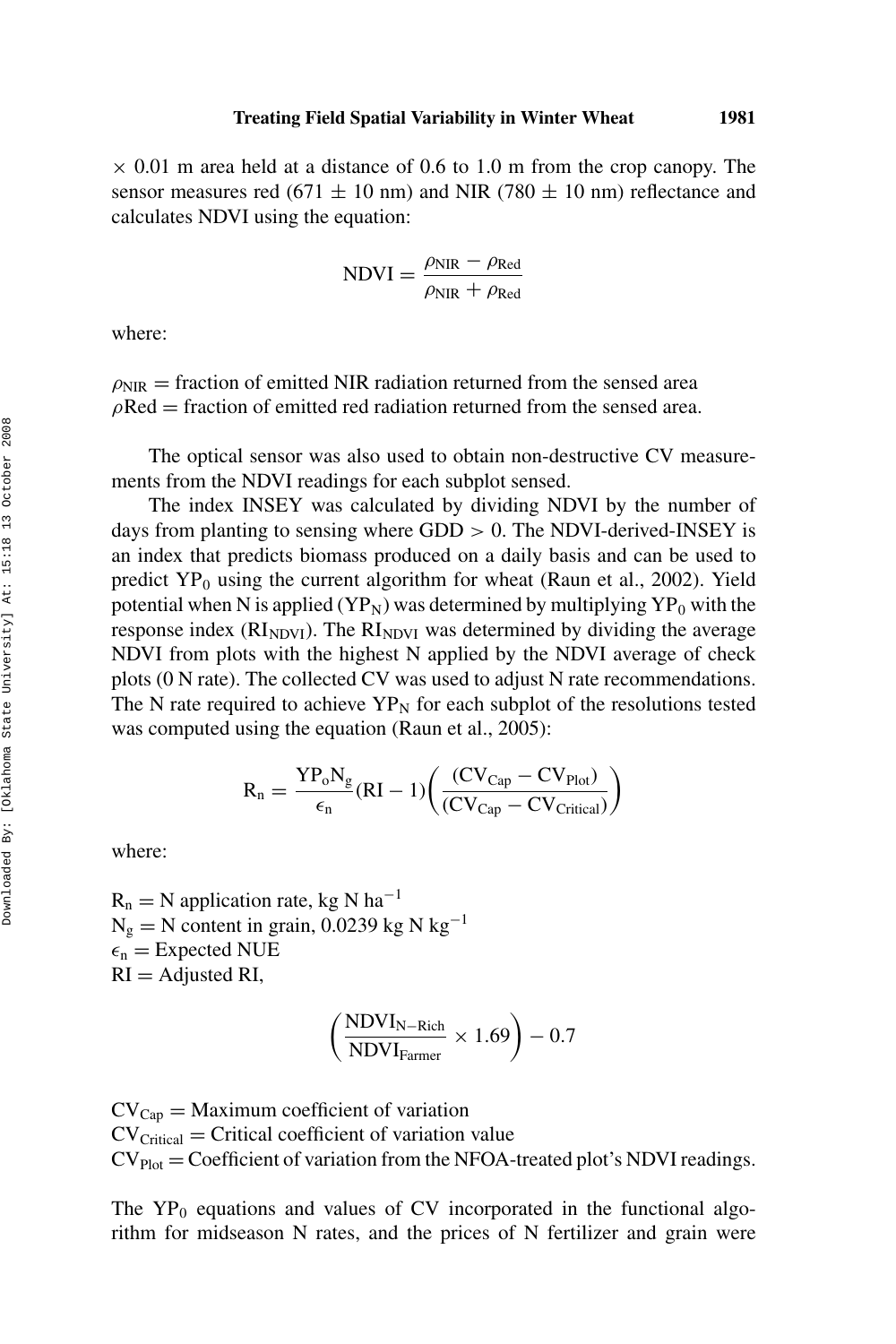× 0.01 m area held at a distance of 0.6 to 1.0 m from the crop canopy. The sensor measures red (671 ± 10 nm) and NIR (780 ± 10 nm) reflectance and calculates NDVI using the equation:

$$\text{NDVI} = \frac{\rho_{\text{NIR}} - \rho_{\text{Red}}}{\rho_{\text{NIR}} + \rho_{\text{Red}}}$$

where:

$\rho_{\text{NIR}}$ = fraction of emitted NIR radiation returned from the sensed area
$\rho$Red = fraction of emitted red radiation returned from the sensed area.

The optical sensor was also used to obtain non-destructive CV measurements from the NDVI readings for each subplot sensed.

The index INSEY was calculated by dividing NDVI by the number of days from planting to sensing where GDD > 0. The NDVI-derived-INSEY is an index that predicts biomass produced on a daily basis and can be used to predict $\text{YP}_0$ using the current algorithm for wheat (Raun et al., 2002). Yield potential when N is applied ($\text{YP}_\text{N}$) was determined by multiplying $\text{YP}_0$ with the response index ($\text{RI}_{\text{NDVI}}$). The $\text{RI}_{\text{NDVI}}$ was determined by dividing the average NDVI from plots with the highest N applied by the NDVI average of check plots (0 N rate). The collected CV was used to adjust N rate recommendations. The N rate required to achieve $\text{YP}_\text{N}$ for each subplot of the resolutions tested was computed using the equation (Raun et al., 2005):

$$\text{R}_\text{n} = \frac{\text{YP}_\text{o}\text{N}_\text{g}}{\epsilon_\text{n}}(\text{RI} - 1)\left(\frac{(\text{CV}_{\text{Cap}} - \text{CV}_{\text{Plot}})}{(\text{CV}_{\text{Cap}} - \text{CV}_{\text{Critical}})}\right)$$

where:

$\text{R}_\text{n}$ = N application rate, kg N $\text{ha}^{-1}$
$\text{N}_\text{g}$ = N content in grain, 0.0239 kg N $\text{kg}^{-1}$
$\epsilon_\text{n}$ = Expected NUE
RI = Adjusted RI,

$$\left(\frac{\text{NDVI}_{\text{N-Rich}}}{\text{NDVI}_{\text{Farmer}}} \times 1.69\right) - 0.7$$

$\text{CV}_{\text{Cap}}$ = Maximum coefficient of variation
$\text{CV}_{\text{Critical}}$ = Critical coefficient of variation value
$\text{CV}_{\text{Plot}}$ = Coefficient of variation from the NFOA-treated plot's NDVI readings.

The $\text{YP}_0$ equations and values of CV incorporated in the functional algorithm for midseason N rates, and the prices of N fertilizer and grain were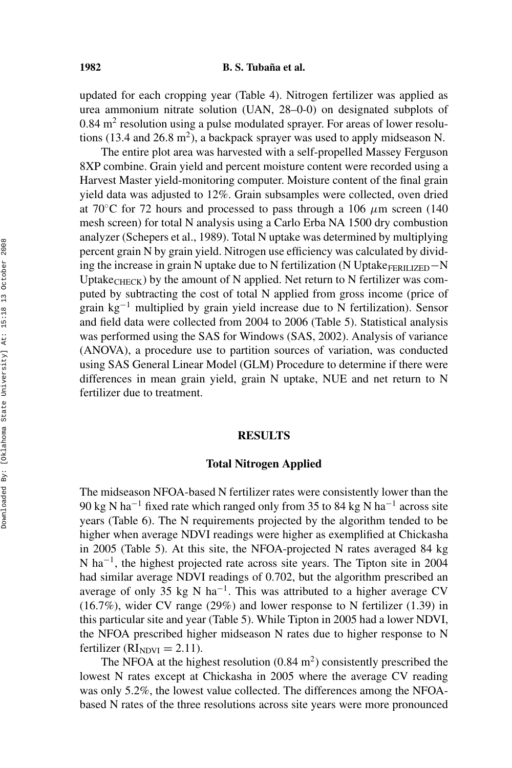updated for each cropping year (Table 4). Nitrogen fertilizer was applied as urea ammonium nitrate solution (UAN, 28–0-0) on designated subplots of 0.84 $m^2$ resolution using a pulse modulated sprayer. For areas of lower resolutions (13.4 and 26.8 $m^2$), a backpack sprayer was used to apply midseason N.

The entire plot area was harvested with a self-propelled Massey Ferguson 8XP combine. Grain yield and percent moisture content were recorded using a Harvest Master yield-monitoring computer. Moisture content of the final grain yield data was adjusted to 12%. Grain subsamples were collected, oven dried at 70°C for 72 hours and processed to pass through a 106 $\mu$m screen (140 mesh screen) for total N analysis using a Carlo Erba NA 1500 dry combustion analyzer (Schepers et al., 1989). Total N uptake was determined by multiplying percent grain N by grain yield. Nitrogen use efficiency was calculated by dividing the increase in grain N uptake due to N fertilization (N $\text{Uptake}_{\text{FERILIZED}} - \text{N Uptake}_{\text{CHECK}}$) by the amount of N applied. Net return to N fertilizer was computed by subtracting the cost of total N applied from gross income (price of grain $kg^{-1}$ multiplied by grain yield increase due to N fertilization). Sensor and field data were collected from 2004 to 2006 (Table 5). Statistical analysis was performed using the SAS for Windows (SAS, 2002). Analysis of variance (ANOVA), a procedure use to partition sources of variation, was conducted using SAS General Linear Model (GLM) Procedure to determine if there were differences in mean grain yield, grain N uptake, NUE and net return to N fertilizer due to treatment.

## RESULTS

### Total Nitrogen Applied

The midseason NFOA-based N fertilizer rates were consistently lower than the 90 kg N $ha^{-1}$ fixed rate which ranged only from 35 to 84 kg N $ha^{-1}$ across site years (Table 6). The N requirements projected by the algorithm tended to be higher when average NDVI readings were higher as exemplified at Chickasha in 2005 (Table 5). At this site, the NFOA-projected N rates averaged 84 kg N $ha^{-1}$, the highest projected rate across site years. The Tipton site in 2004 had similar average NDVI readings of 0.702, but the algorithm prescribed an average of only 35 kg N $ha^{-1}$. This was attributed to a higher average CV (16.7%), wider CV range (29%) and lower response to N fertilizer (1.39) in this particular site and year (Table 5). While Tipton in 2005 had a lower NDVI, the NFOA prescribed higher midseason N rates due to higher response to N fertilizer ($RI_{NDVI} = 2.11$).

The NFOA at the highest resolution (0.84 $m^2$) consistently prescribed the lowest N rates except at Chickasha in 2005 where the average CV reading was only 5.2%, the lowest value collected. The differences among the NFOA-based N rates of the three resolutions across site years were more pronounced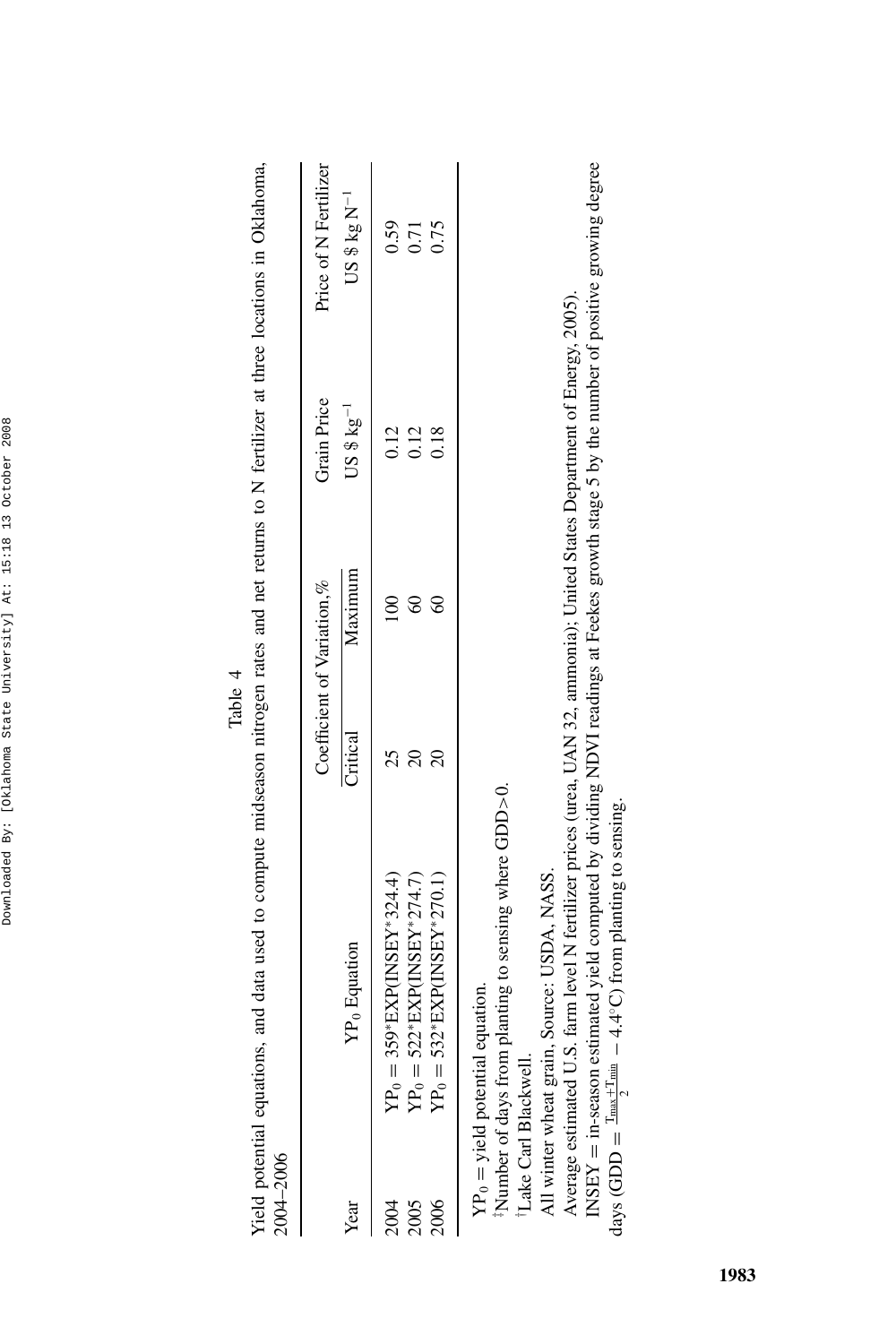Table 4

Yield potential equations, and data used to compute midseason nitrogen rates and net returns to N fertilizer at three locations in Oklahoma, 2004–2006

| Year | $YP_0$ Equation | Coefficient of Variation,% | | Grain Price | Price of N Fertilizer |
|---|---|---|---|---|---|
| | | Critical | Maximum | US \$ $kg^{-1}$ | US \$ kg $N^{-1}$ |
| 2004 | $YP_0 = 359*EXP(INSEY*324.4)$ | 25 | 100 | 0.12 | 0.59 |
| 2005 | $YP_0 = 522*EXP(INSEY*274.7)$ | 20 | 60 | 0.12 | 0.71 |
| 2006 | $YP_0 = 532*EXP(INSEY*270.1)$ | 20 | 60 | 0.18 | 0.75 |

$YP_0$ = yield potential equation.

‡Number of days from planting to sensing where GDD>0.

†Lake Carl Blackwell.

All winter wheat grain, Source: USDA, NASS.

Average estimated U.S. farm level N fertilizer prices (urea, UAN 32, ammonia); United States Department of Energy, 2005).

INSEY = in-season estimated yield computed by dividing NDVI readings at Feekes growth stage 5 by the number of positive growing degree days ($GDD = \frac{T_{max}+T_{min}}{2} - 4.4°C$) from planting to sensing.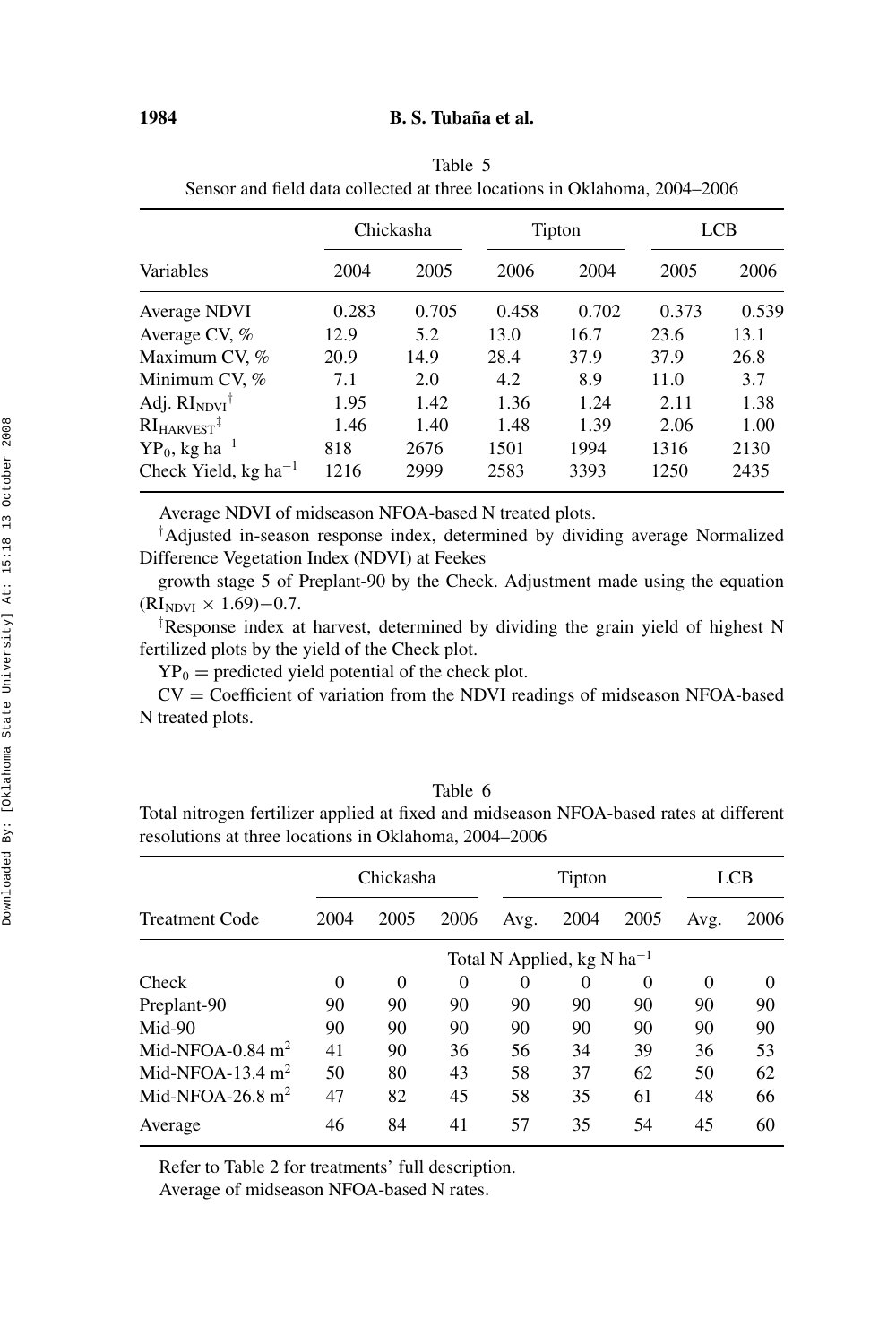Table 5

Sensor and field data collected at three locations in Oklahoma, 2004–2006

| | Chickasha | | | Tipton | | LCB |
|---|---|---|---|---|---|---|
| Variables | 2004 | 2005 | 2006 | 2004 | 2005 | 2006 |
| Average NDVI | 0.283 | 0.705 | 0.458 | 0.702 | 0.373 | 0.539 |
| Average CV, % | 12.9 | 5.2 | 13.0 | 16.7 | 23.6 | 13.1 |
| Maximum CV, % | 20.9 | 14.9 | 28.4 | 37.9 | 37.9 | 26.8 |
| Minimum CV, % | 7.1 | 2.0 | 4.2 | 8.9 | 11.0 | 3.7 |
| Adj. $RI_{NDVI}$ † | 1.95 | 1.42 | 1.36 | 1.24 | 2.11 | 1.38 |
| $RI_{HARVEST}$ ‡ | 1.46 | 1.40 | 1.48 | 1.39 | 2.06 | 1.00 |
| $YP_0$, kg $ha^{-1}$ | 818 | 2676 | 1501 | 1994 | 1316 | 2130 |
| Check Yield, kg $ha^{-1}$ | 1216 | 2999 | 2583 | 3393 | 1250 | 2435 |

Average NDVI of midseason NFOA-based N treated plots.

†Adjusted in-season response index, determined by dividing average Normalized Difference Vegetation Index (NDVI) at Feekes

growth stage 5 of Preplant-90 by the Check. Adjustment made using the equation $(RI_{NDVI} \times 1.69) - 0.7$.

‡Response index at harvest, determined by dividing the grain yield of highest N fertilized plots by the yield of the Check plot.

$YP_0$ = predicted yield potential of the check plot.

CV = Coefficient of variation from the NDVI readings of midseason NFOA-based N treated plots.

Table 6

Total nitrogen fertilizer applied at fixed and midseason NFOA-based rates at different resolutions at three locations in Oklahoma, 2004–2006

| | Chickasha | | | | Tipton | | | LCB |
|---|---|---|---|---|---|---|---|---|
| Treatment Code | 2004 | 2005 | 2006 | Avg. | 2004 | 2005 | Avg. | 2006 |
| | Total N Applied, kg N $ha^{-1}$ | | | | | | | |
| Check | 0 | 0 | 0 | 0 | 0 | 0 | 0 | 0 |
| Preplant-90 | 90 | 90 | 90 | 90 | 90 | 90 | 90 | 90 |
| Mid-90 | 90 | 90 | 90 | 90 | 90 | 90 | 90 | 90 |
| Mid-NFOA-0.84 $m^2$ | 41 | 90 | 36 | 56 | 34 | 39 | 36 | 53 |
| Mid-NFOA-13.4 $m^2$ | 50 | 80 | 43 | 58 | 37 | 62 | 50 | 62 |
| Mid-NFOA-26.8 $m^2$ | 47 | 82 | 45 | 58 | 35 | 61 | 48 | 66 |
| Average | 46 | 84 | 41 | 57 | 35 | 54 | 45 | 60 |

Refer to Table 2 for treatments' full description.

Average of midseason NFOA-based N rates.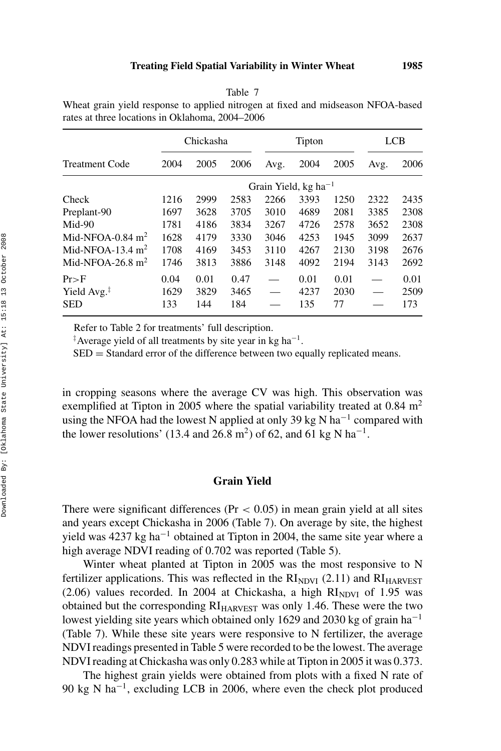Table 7
Wheat grain yield response to applied nitrogen at fixed and midseason NFOA-based rates at three locations in Oklahoma, 2004–2006

| Treatment Code | Chickasha | | | | Tipton | | | LCB |
|---|---|---|---|---|---|---|---|---|
| | 2004 | 2005 | 2006 | Avg. | 2004 | 2005 | Avg. | 2006 |
| | Grain Yield, kg ha$^{-1}$ | | | | | | | |
| Check | 1216 | 2999 | 2583 | 2266 | 3393 | 1250 | 2322 | 2435 |
| Preplant-90 | 1697 | 3628 | 3705 | 3010 | 4689 | 2081 | 3385 | 2308 |
| Mid-90 | 1781 | 4186 | 3834 | 3267 | 4726 | 2578 | 3652 | 2308 |
| Mid-NFOA-0.84 m$^2$ | 1628 | 4179 | 3330 | 3046 | 4253 | 1945 | 3099 | 2637 |
| Mid-NFOA-13.4 m$^2$ | 1708 | 4169 | 3453 | 3110 | 4267 | 2130 | 3198 | 2676 |
| Mid-NFOA-26.8 m$^2$ | 1746 | 3813 | 3886 | 3148 | 4092 | 2194 | 3143 | 2692 |
| Pr>F | 0.04 | 0.01 | 0.47 | — | 0.01 | 0.01 | — | 0.01 |
| Yield Avg.[‡] | 1629 | 3829 | 3465 | — | 4237 | 2030 | — | 2509 |
| SED | 133 | 144 | 184 | — | 135 | 77 | — | 173 |

Refer to Table 2 for treatments' full description.

[‡]Average yield of all treatments by site year in kg ha$^{-1}$.

SED = Standard error of the difference between two equally replicated means.

in cropping seasons where the average CV was high. This observation was exemplified at Tipton in 2005 where the spatial variability treated at 0.84 m$^2$ using the NFOA had the lowest N applied at only 39 kg N ha$^{-1}$ compared with the lower resolutions' (13.4 and 26.8 m$^2$) of 62, and 61 kg N ha$^{-1}$.

## Grain Yield

There were significant differences ($Pr < 0.05$) in mean grain yield at all sites and years except Chickasha in 2006 (Table 7). On average by site, the highest yield was 4237 kg ha$^{-1}$ obtained at Tipton in 2004, the same site year where a high average NDVI reading of 0.702 was reported (Table 5).

Winter wheat planted at Tipton in 2005 was the most responsive to N fertilizer applications. This was reflected in the $RI_{NDVI}$ (2.11) and $RI_{HARVEST}$ (2.06) values recorded. In 2004 at Chickasha, a high $RI_{NDVI}$ of 1.95 was obtained but the corresponding $RI_{HARVEST}$ was only 1.46. These were the two lowest yielding site years which obtained only 1629 and 2030 kg of grain ha$^{-1}$ (Table 7). While these site years were responsive to N fertilizer, the average NDVI readings presented in Table 5 were recorded to be the lowest. The average NDVI reading at Chickasha was only 0.283 while at Tipton in 2005 it was 0.373.

The highest grain yields were obtained from plots with a fixed N rate of 90 kg N ha$^{-1}$, excluding LCB in 2006, where even the check plot produced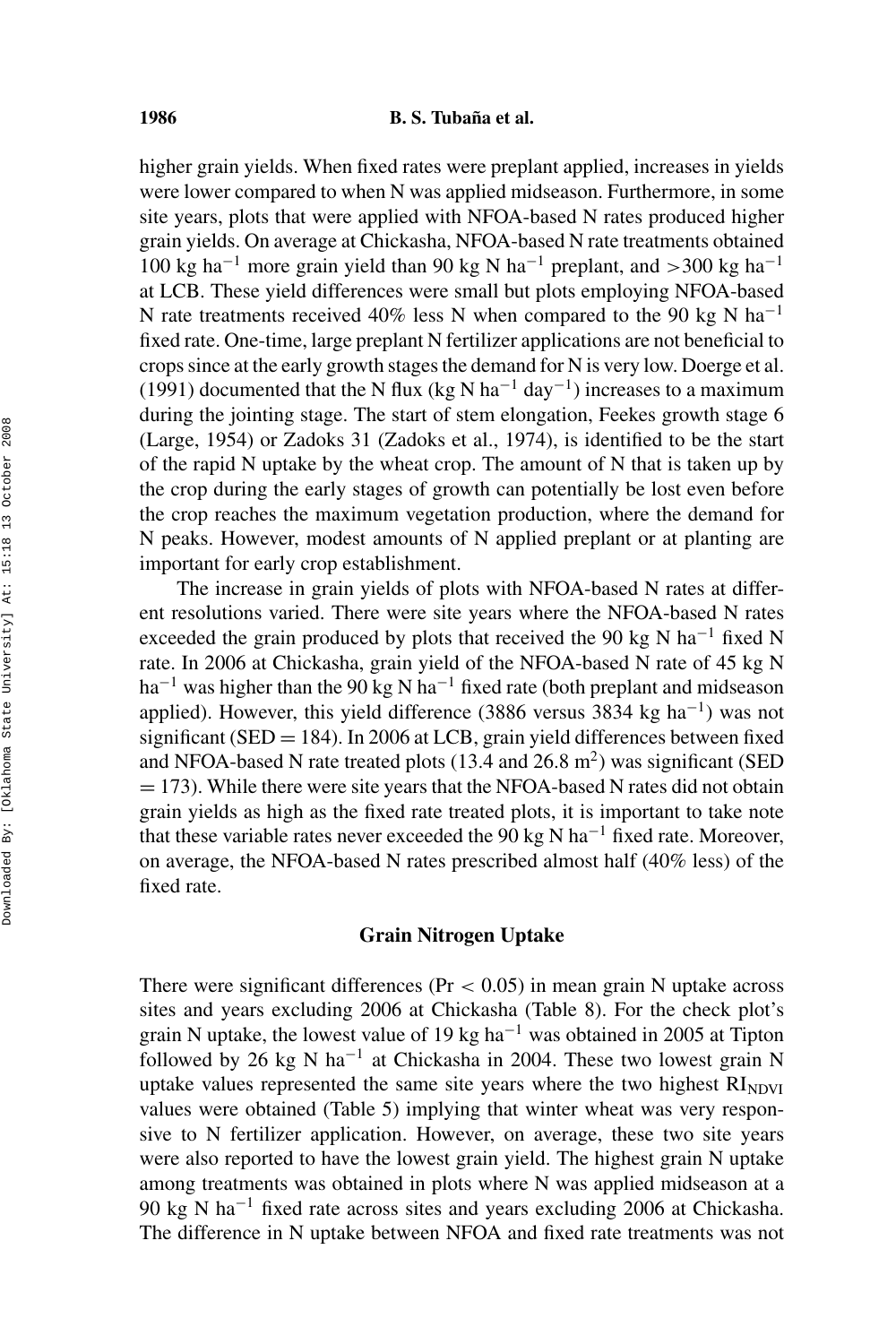higher grain yields. When fixed rates were preplant applied, increases in yields were lower compared to when N was applied midseason. Furthermore, in some site years, plots that were applied with NFOA-based N rates produced higher grain yields. On average at Chickasha, NFOA-based N rate treatments obtained 100 kg ha$^{-1}$ more grain yield than 90 kg N ha$^{-1}$ preplant, and >300 kg ha$^{-1}$ at LCB. These yield differences were small but plots employing NFOA-based N rate treatments received 40% less N when compared to the 90 kg N ha$^{-1}$ fixed rate. One-time, large preplant N fertilizer applications are not beneficial to crops since at the early growth stages the demand for N is very low. Doerge et al. (1991) documented that the N flux (kg N ha$^{-1}$ day$^{-1}$) increases to a maximum during the jointing stage. The start of stem elongation, Feekes growth stage 6 (Large, 1954) or Zadoks 31 (Zadoks et al., 1974), is identified to be the start of the rapid N uptake by the wheat crop. The amount of N that is taken up by the crop during the early stages of growth can potentially be lost even before the crop reaches the maximum vegetation production, where the demand for N peaks. However, modest amounts of N applied preplant or at planting are important for early crop establishment.

The increase in grain yields of plots with NFOA-based N rates at different resolutions varied. There were site years where the NFOA-based N rates exceeded the grain produced by plots that received the 90 kg N ha$^{-1}$ fixed N rate. In 2006 at Chickasha, grain yield of the NFOA-based N rate of 45 kg N ha$^{-1}$ was higher than the 90 kg N ha$^{-1}$ fixed rate (both preplant and midseason applied). However, this yield difference (3886 versus 3834 kg ha$^{-1}$) was not significant (SED = 184). In 2006 at LCB, grain yield differences between fixed and NFOA-based N rate treated plots (13.4 and 26.8 m$^2$) was significant (SED = 173). While there were site years that the NFOA-based N rates did not obtain grain yields as high as the fixed rate treated plots, it is important to take note that these variable rates never exceeded the 90 kg N ha$^{-1}$ fixed rate. Moreover, on average, the NFOA-based N rates prescribed almost half (40% less) of the fixed rate.

## Grain Nitrogen Uptake

There were significant differences ($Pr < 0.05$) in mean grain N uptake across sites and years excluding 2006 at Chickasha (Table 8). For the check plot's grain N uptake, the lowest value of 19 kg ha$^{-1}$ was obtained in 2005 at Tipton followed by 26 kg N ha$^{-1}$ at Chickasha in 2004. These two lowest grain N uptake values represented the same site years where the two highest $RI_{NDVI}$ values were obtained (Table 5) implying that winter wheat was very responsive to N fertilizer application. However, on average, these two site years were also reported to have the lowest grain yield. The highest grain N uptake among treatments was obtained in plots where N was applied midseason at a 90 kg N ha$^{-1}$ fixed rate across sites and years excluding 2006 at Chickasha. The difference in N uptake between NFOA and fixed rate treatments was not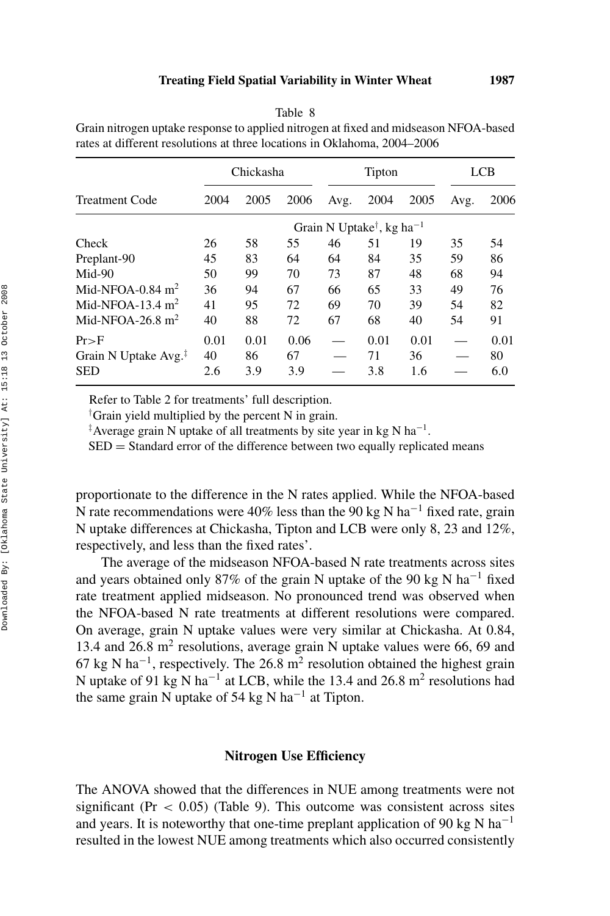Table 8
Grain nitrogen uptake response to applied nitrogen at fixed and midseason NFOA-based rates at different resolutions at three locations in Oklahoma, 2004–2006

| | Chickasha | | | | Tipton | | | LCB |
|---|---|---|---|---|---|---|---|---|
| Treatment Code | 2004 | 2005 | 2006 | Avg. | 2004 | 2005 | Avg. | 2006 |
| | Grain N Uptake†, kg ha$^{-1}$ | | | | | | | |
| Check | 26 | 58 | 55 | 46 | 51 | 19 | 35 | 54 |
| Preplant-90 | 45 | 83 | 64 | 64 | 84 | 35 | 59 | 86 |
| Mid-90 | 50 | 99 | 70 | 73 | 87 | 48 | 68 | 94 |
| Mid-NFOA-0.84 m$^2$ | 36 | 94 | 67 | 66 | 65 | 33 | 49 | 76 |
| Mid-NFOA-13.4 m$^2$ | 41 | 95 | 72 | 69 | 70 | 39 | 54 | 82 |
| Mid-NFOA-26.8 m$^2$ | 40 | 88 | 72 | 67 | 68 | 40 | 54 | 91 |
| Pr>F | 0.01 | 0.01 | 0.06 | — | 0.01 | 0.01 | — | 0.01 |
| Grain N Uptake Avg.‡ | 40 | 86 | 67 | — | 71 | 36 | — | 80 |
| SED | 2.6 | 3.9 | 3.9 | — | 3.8 | 1.6 | — | 6.0 |

Refer to Table 2 for treatments' full description.

†Grain yield multiplied by the percent N in grain.

‡Average grain N uptake of all treatments by site year in kg N ha$^{-1}$.

SED = Standard error of the difference between two equally replicated means

proportionate to the difference in the N rates applied. While the NFOA-based N rate recommendations were 40% less than the 90 kg N ha$^{-1}$ fixed rate, grain N uptake differences at Chickasha, Tipton and LCB were only 8, 23 and 12%, respectively, and less than the fixed rates'.

The average of the midseason NFOA-based N rate treatments across sites and years obtained only 87% of the grain N uptake of the 90 kg N ha$^{-1}$ fixed rate treatment applied midseason. No pronounced trend was observed when the NFOA-based N rate treatments at different resolutions were compared. On average, grain N uptake values were very similar at Chickasha. At 0.84, 13.4 and 26.8 m$^2$ resolutions, average grain N uptake values were 66, 69 and 67 kg N ha$^{-1}$, respectively. The 26.8 m$^2$ resolution obtained the highest grain N uptake of 91 kg N ha$^{-1}$ at LCB, while the 13.4 and 26.8 m$^2$ resolutions had the same grain N uptake of 54 kg N ha$^{-1}$ at Tipton.

## Nitrogen Use Efficiency

The ANOVA showed that the differences in NUE among treatments were not significant ($Pr < 0.05$) (Table 9). This outcome was consistent across sites and years. It is noteworthy that one-time preplant application of 90 kg N ha$^{-1}$ resulted in the lowest NUE among treatments which also occurred consistently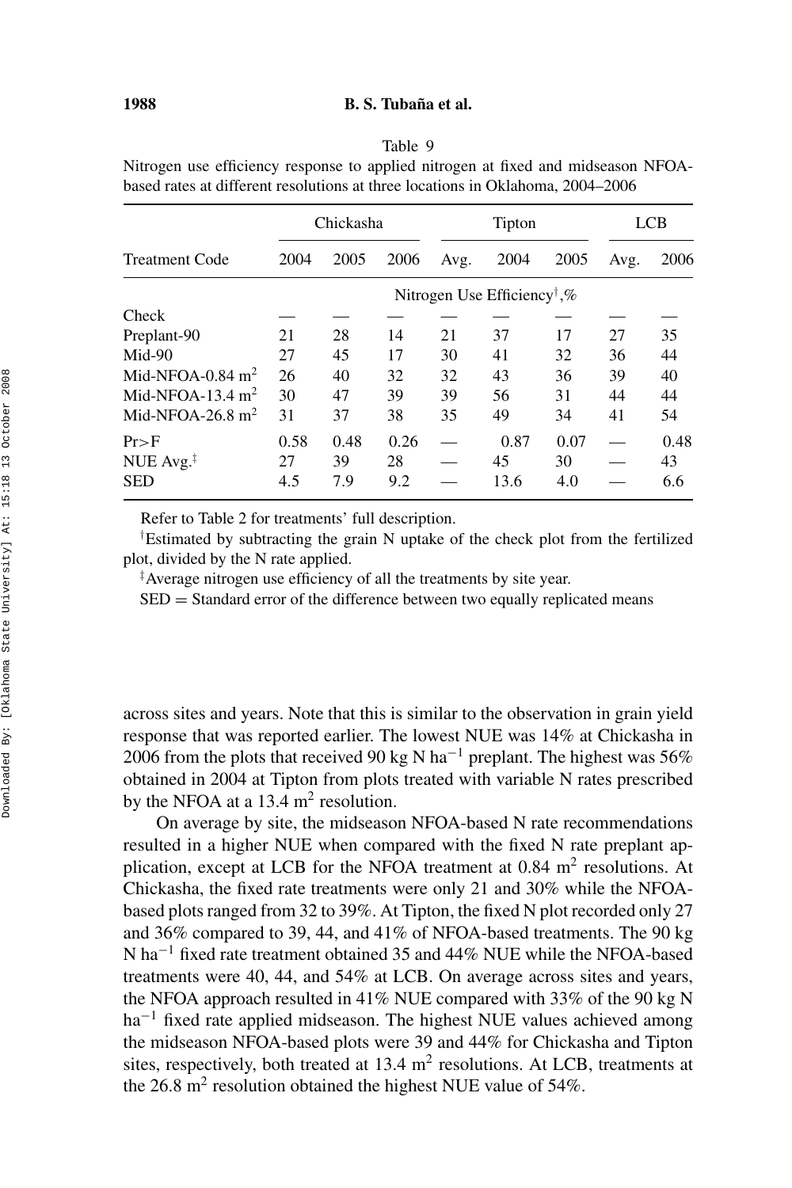Table 9

Nitrogen use efficiency response to applied nitrogen at fixed and midseason NFOA-based rates at different resolutions at three locations in Oklahoma, 2004–2006

| Treatment Code | Chickasha | | | | Tipton | | | LCB |
|---|---|---|---|---|---|---|---|---|
| | 2004 | 2005 | 2006 | Avg. | 2004 | 2005 | Avg. | 2006 |
| | Nitrogen Use Efficiency†,% | | | | | | | |
| Check | — | — | — | — | — | — | — | — |
| Preplant-90 | 21 | 28 | 14 | 21 | 37 | 17 | 27 | 35 |
| Mid-90 | 27 | 45 | 17 | 30 | 41 | 32 | 36 | 44 |
| Mid-NFOA-0.84 $m^2$ | 26 | 40 | 32 | 32 | 43 | 36 | 39 | 40 |
| Mid-NFOA-13.4 $m^2$ | 30 | 47 | 39 | 39 | 56 | 31 | 44 | 44 |
| Mid-NFOA-26.8 $m^2$ | 31 | 37 | 38 | 35 | 49 | 34 | 41 | 54 |
| Pr>F | 0.58 | 0.48 | 0.26 | — | 0.87 | 0.07 | — | 0.48 |
| NUE Avg.‡ | 27 | 39 | 28 | — | 45 | 30 | — | 43 |
| SED | 4.5 | 7.9 | 9.2 | — | 13.6 | 4.0 | — | 6.6 |

Refer to Table 2 for treatments' full description.

†Estimated by subtracting the grain N uptake of the check plot from the fertilized plot, divided by the N rate applied.

‡Average nitrogen use efficiency of all the treatments by site year.

SED = Standard error of the difference between two equally replicated means

across sites and years. Note that this is similar to the observation in grain yield response that was reported earlier. The lowest NUE was 14% at Chickasha in 2006 from the plots that received 90 kg N $ha^{-1}$ preplant. The highest was 56% obtained in 2004 at Tipton from plots treated with variable N rates prescribed by the NFOA at a 13.4 $m^2$ resolution.

On average by site, the midseason NFOA-based N rate recommendations resulted in a higher NUE when compared with the fixed N rate preplant application, except at LCB for the NFOA treatment at 0.84 $m^2$ resolutions. At Chickasha, the fixed rate treatments were only 21 and 30% while the NFOA-based plots ranged from 32 to 39%. At Tipton, the fixed N plot recorded only 27 and 36% compared to 39, 44, and 41% of NFOA-based treatments. The 90 kg N $ha^{-1}$ fixed rate treatment obtained 35 and 44% NUE while the NFOA-based treatments were 40, 44, and 54% at LCB. On average across sites and years, the NFOA approach resulted in 41% NUE compared with 33% of the 90 kg N $ha^{-1}$ fixed rate applied midseason. The highest NUE values achieved among the midseason NFOA-based plots were 39 and 44% for Chickasha and Tipton sites, respectively, both treated at 13.4 $m^2$ resolutions. At LCB, treatments at the 26.8 $m^2$ resolution obtained the highest NUE value of 54%.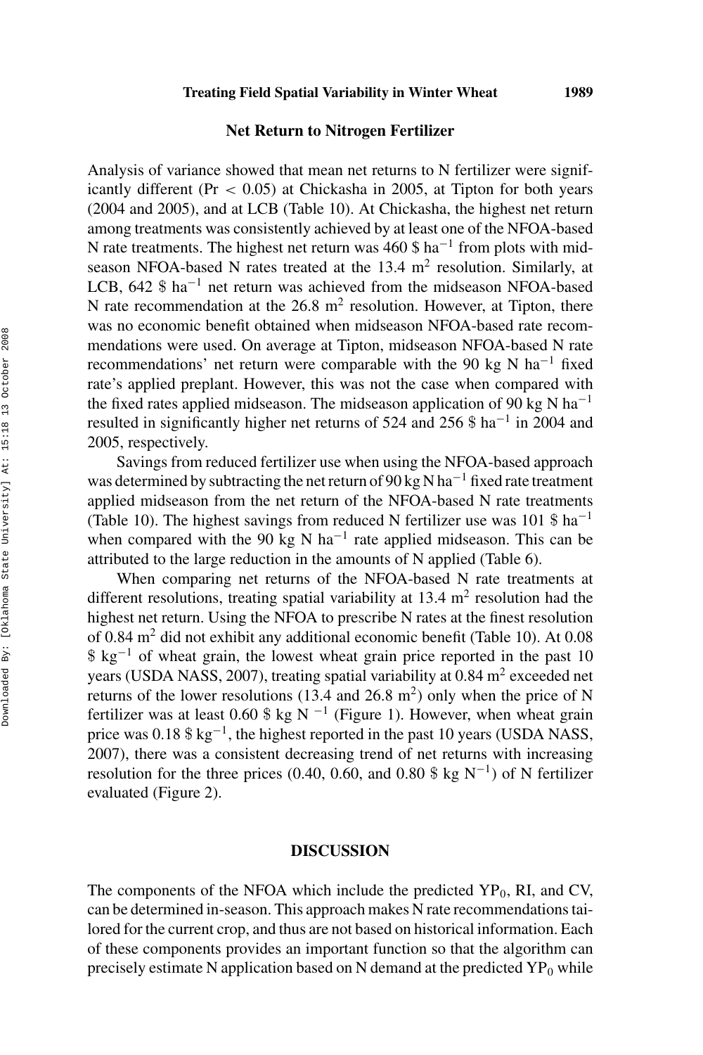## Net Return to Nitrogen Fertilizer

Analysis of variance showed that mean net returns to N fertilizer were significantly different ($Pr < 0.05$) at Chickasha in 2005, at Tipton for both years (2004 and 2005), and at LCB (Table 10). At Chickasha, the highest net return among treatments was consistently achieved by at least one of the NFOA-based N rate treatments. The highest net return was 460 $\$ ha^{-1}$ from plots with midseason NFOA-based N rates treated at the 13.4 $m^2$ resolution. Similarly, at LCB, 642 $\$ ha^{-1}$ net return was achieved from the midseason NFOA-based N rate recommendation at the 26.8 $m^2$ resolution. However, at Tipton, there was no economic benefit obtained when midseason NFOA-based rate recommendations were used. On average at Tipton, midseason NFOA-based N rate recommendations' net return were comparable with the 90 kg N $ha^{-1}$ fixed rate's applied preplant. However, this was not the case when compared with the fixed rates applied midseason. The midseason application of 90 kg N $ha^{-1}$ resulted in significantly higher net returns of 524 and 256 $\$ ha^{-1}$ in 2004 and 2005, respectively.

Savings from reduced fertilizer use when using the NFOA-based approach was determined by subtracting the net return of 90 kg N $ha^{-1}$ fixed rate treatment applied midseason from the net return of the NFOA-based N rate treatments (Table 10). The highest savings from reduced N fertilizer use was 101 $\$ ha^{-1}$ when compared with the 90 kg N $ha^{-1}$ rate applied midseason. This can be attributed to the large reduction in the amounts of N applied (Table 6).

When comparing net returns of the NFOA-based N rate treatments at different resolutions, treating spatial variability at 13.4 $m^2$ resolution had the highest net return. Using the NFOA to prescribe N rates at the finest resolution of 0.84 $m^2$ did not exhibit any additional economic benefit (Table 10). At 0.08 $\$ kg^{-1}$ of wheat grain, the lowest wheat grain price reported in the past 10 years (USDA NASS, 2007), treating spatial variability at 0.84 $m^2$ exceeded net returns of the lower resolutions (13.4 and 26.8 $m^2$) only when the price of N fertilizer was at least 0.60 $\$ kg N^{-1}$ (Figure 1). However, when wheat grain price was 0.18 $\$ kg^{-1}$, the highest reported in the past 10 years (USDA NASS, 2007), there was a consistent decreasing trend of net returns with increasing resolution for the three prices (0.40, 0.60, and 0.80 $\$ kg N^{-1}$) of N fertilizer evaluated (Figure 2).

# DISCUSSION

The components of the NFOA which include the predicted $YP_0$, RI, and CV, can be determined in-season. This approach makes N rate recommendations tailored for the current crop, and thus are not based on historical information. Each of these components provides an important function so that the algorithm can precisely estimate N application based on N demand at the predicted $YP_0$ while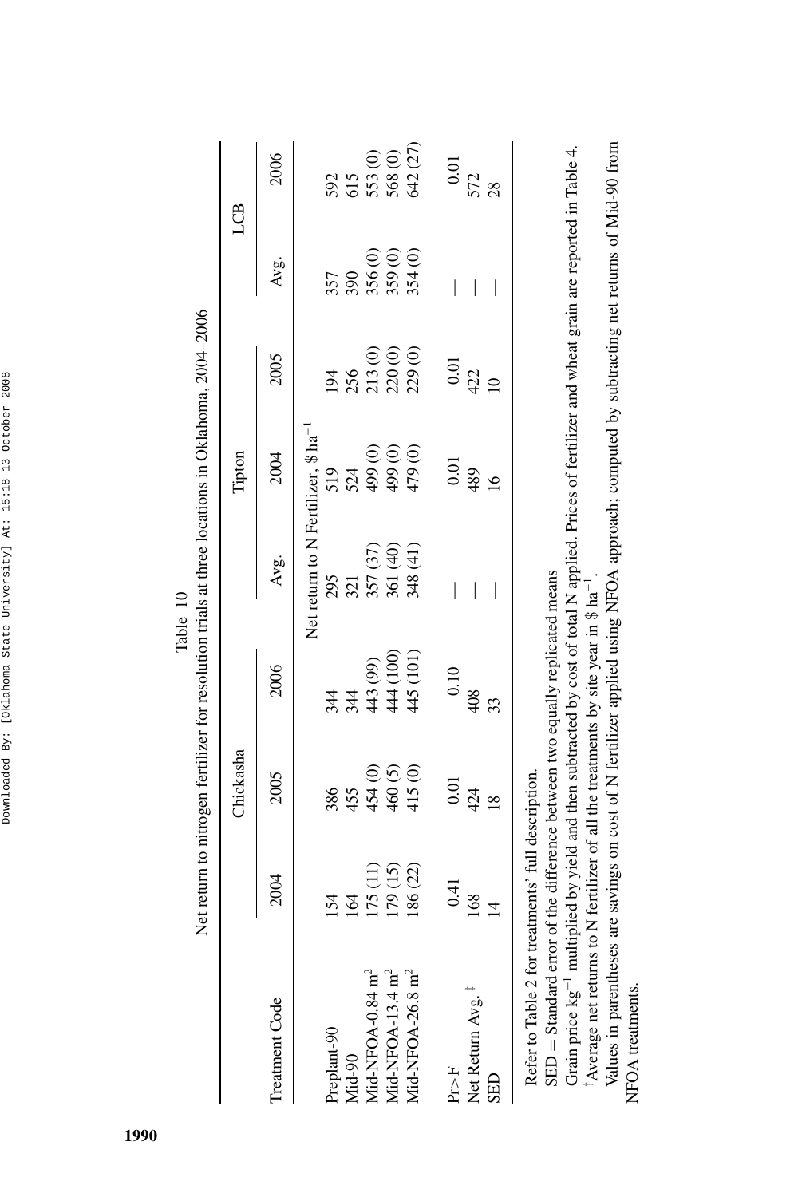Table 10

Net return to nitrogen fertilizer for resolution trials at three locations in Oklahoma, 2004–2006

| Treatment Code | Chickasha | | | | Tipton | | | LCB | |
|---|---|---|---|---|---|---|---|---|---|
| | 2004 | 2005 | 2006 | Avg. | 2004 | 2005 | | Avg. | 2006 |
| | Net return to N Fertilizer, \$ ha$^{-1}$ | | | | | | | | |
| Preplant-90 | 154 | 386 | 344 | 295 | 519 | 194 | | 357 | 592 |
| Mid-90 | 164 | 455 | 344 | 321 | 524 | 256 | | 390 | 615 |
| Mid-NFOA-0.84 m$^2$ | 175 (11) | 454 (0) | 443 (99) | 357 (37) | 499 (0) | 213 (0) | | 356 (0) | 553 (0) |
| Mid-NFOA-13.4 m$^2$ | 179 (15) | 460 (5) | 444 (100) | 361 (40) | 499 (0) | 220 (0) | | 359 (0) | 568 (0) |
| Mid-NFOA-26.8 m$^2$ | 186 (22) | 415 (0) | 445 (101) | 348 (41) | 479 (0) | 229 (0) | | 354 (0) | 642 (27) |
| Pr>F | 0.41 | 0.01 | 0.10 | — | 0.01 | 0.01 | | — | 0.01 |
| Net Return Avg.[‡] | 168 | 424 | 408 | — | 489 | 422 | | — | 572 |
| SED | 14 | 18 | 33 | — | 16 | 10 | | — | 28 |

Refer to Table 2 for treatments' full description.

SED = Standard error of the difference between two equally replicated means

Grain price kg$^{-1}$ multiplied by yield and then subtracted by cost of total N applied. Prices of fertilizer and wheat grain are reported in Table 4.

[‡]Average net returns to N fertilizer of all the treatments by site year in \$ ha$^{-1}$.

Values in parentheses are savings on cost of N fertilizer applied using NFOA approach; computed by subtracting net returns of Mid-90 from NFOA treatments.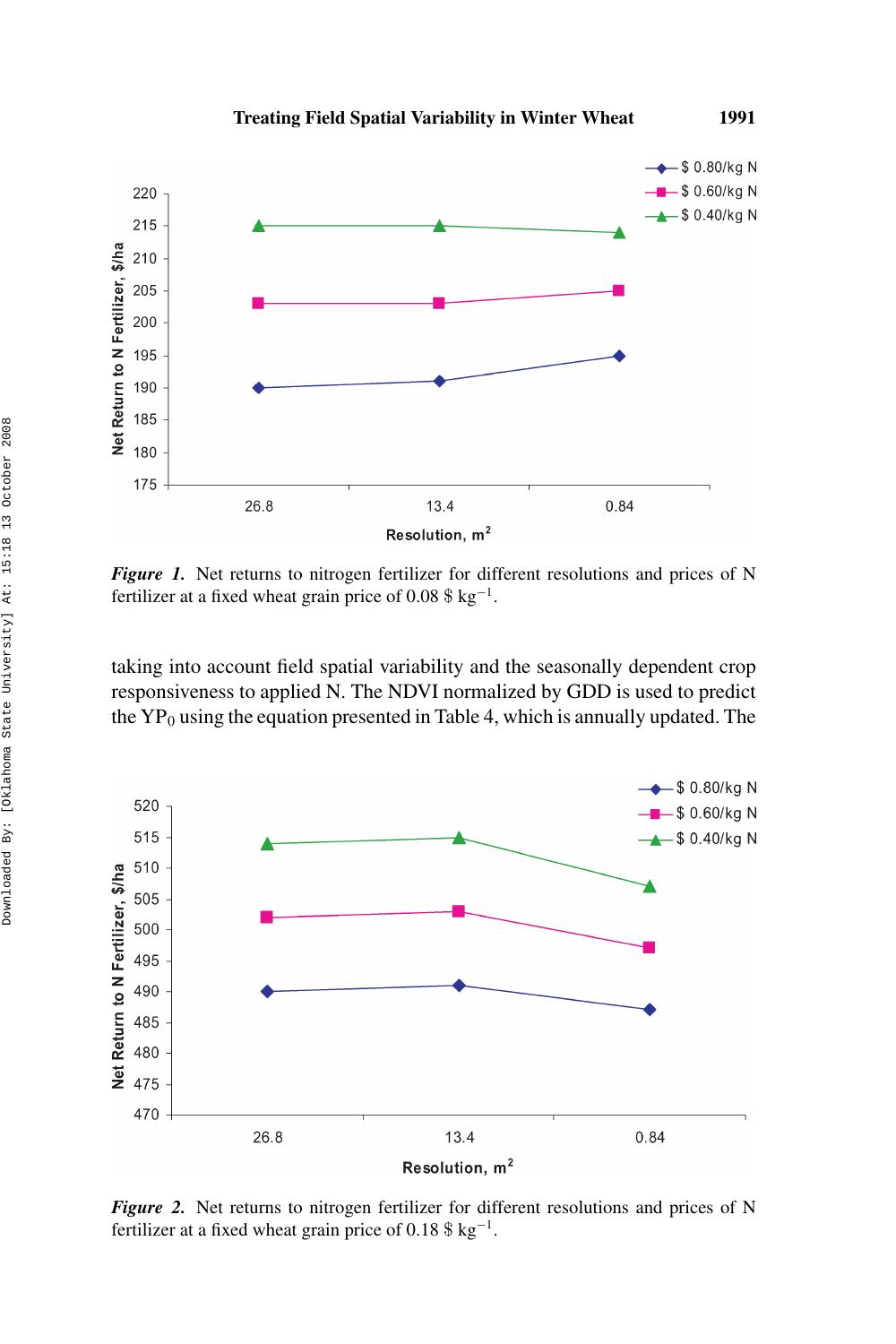*Figure 1.* Net returns to nitrogen fertilizer for different resolutions and prices of N fertilizer at a fixed wheat grain price of 0.08 \$ $kg^{-1}$.

taking into account field spatial variability and the seasonally dependent crop responsiveness to applied N. The NDVI normalized by GDD is used to predict the $YP_0$ using the equation presented in Table 4, which is annually updated. The

*Figure 2.* Net returns to nitrogen fertilizer for different resolutions and prices of N fertilizer at a fixed wheat grain price of 0.18 \$ $kg^{-1}$.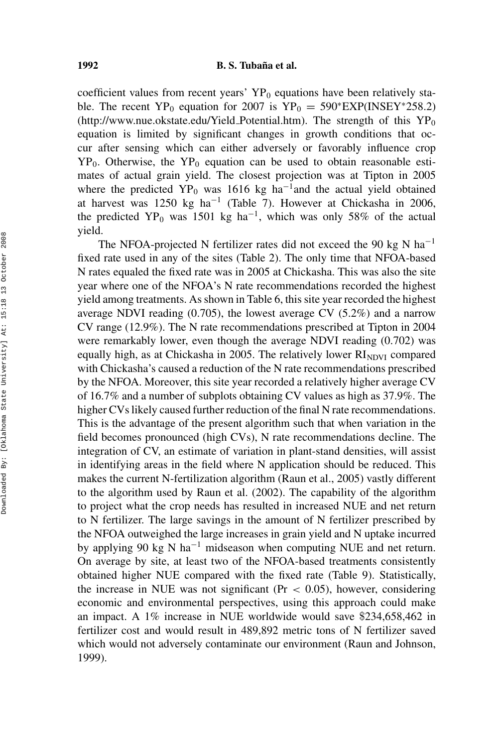coefficient values from recent years' $YP_0$ equations have been relatively stable. The recent $YP_0$ equation for 2007 is $YP_0 = 590^*EXP(INSEY^*258.2)$ (http://www.nue.okstate.edu/Yield_Potential.htm). The strength of this $YP_0$ equation is limited by significant changes in growth conditions that occur after sensing which can either adversely or favorably influence crop $YP_0$. Otherwise, the $YP_0$ equation can be used to obtain reasonable estimates of actual grain yield. The closest projection was at Tipton in 2005 where the predicted $YP_0$ was 1616 kg ha$^{-1}$and the actual yield obtained at harvest was 1250 kg ha$^{-1}$ (Table 7). However at Chickasha in 2006, the predicted $YP_0$ was 1501 kg ha$^{-1}$, which was only 58% of the actual yield.

The NFOA-projected N fertilizer rates did not exceed the 90 kg N ha$^{-1}$ fixed rate used in any of the sites (Table 2). The only time that NFOA-based N rates equaled the fixed rate was in 2005 at Chickasha. This was also the site year where one of the NFOA's N rate recommendations recorded the highest yield among treatments. As shown in Table 6, this site year recorded the highest average NDVI reading (0.705), the lowest average CV (5.2%) and a narrow CV range (12.9%). The N rate recommendations prescribed at Tipton in 2004 were remarkably lower, even though the average NDVI reading (0.702) was equally high, as at Chickasha in 2005. The relatively lower $RI_{NDVI}$ compared with Chickasha's caused a reduction of the N rate recommendations prescribed by the NFOA. Moreover, this site year recorded a relatively higher average CV of 16.7% and a number of subplots obtaining CV values as high as 37.9%. The higher CVs likely caused further reduction of the final N rate recommendations. This is the advantage of the present algorithm such that when variation in the field becomes pronounced (high CVs), N rate recommendations decline. The integration of CV, an estimate of variation in plant-stand densities, will assist in identifying areas in the field where N application should be reduced. This makes the current N-fertilization algorithm (Raun et al., 2005) vastly different to the algorithm used by Raun et al. (2002). The capability of the algorithm to project what the crop needs has resulted in increased NUE and net return to N fertilizer. The large savings in the amount of N fertilizer prescribed by the NFOA outweighed the large increases in grain yield and N uptake incurred by applying 90 kg N ha$^{-1}$ midseason when computing NUE and net return. On average by site, at least two of the NFOA-based treatments consistently obtained higher NUE compared with the fixed rate (Table 9). Statistically, the increase in NUE was not significant ($Pr < 0.05$), however, considering economic and environmental perspectives, using this approach could make an impact. A 1% increase in NUE worldwide would save \$234,658,462 in fertilizer cost and would result in 489,892 metric tons of N fertilizer saved which would not adversely contaminate our environment (Raun and Johnson, 1999).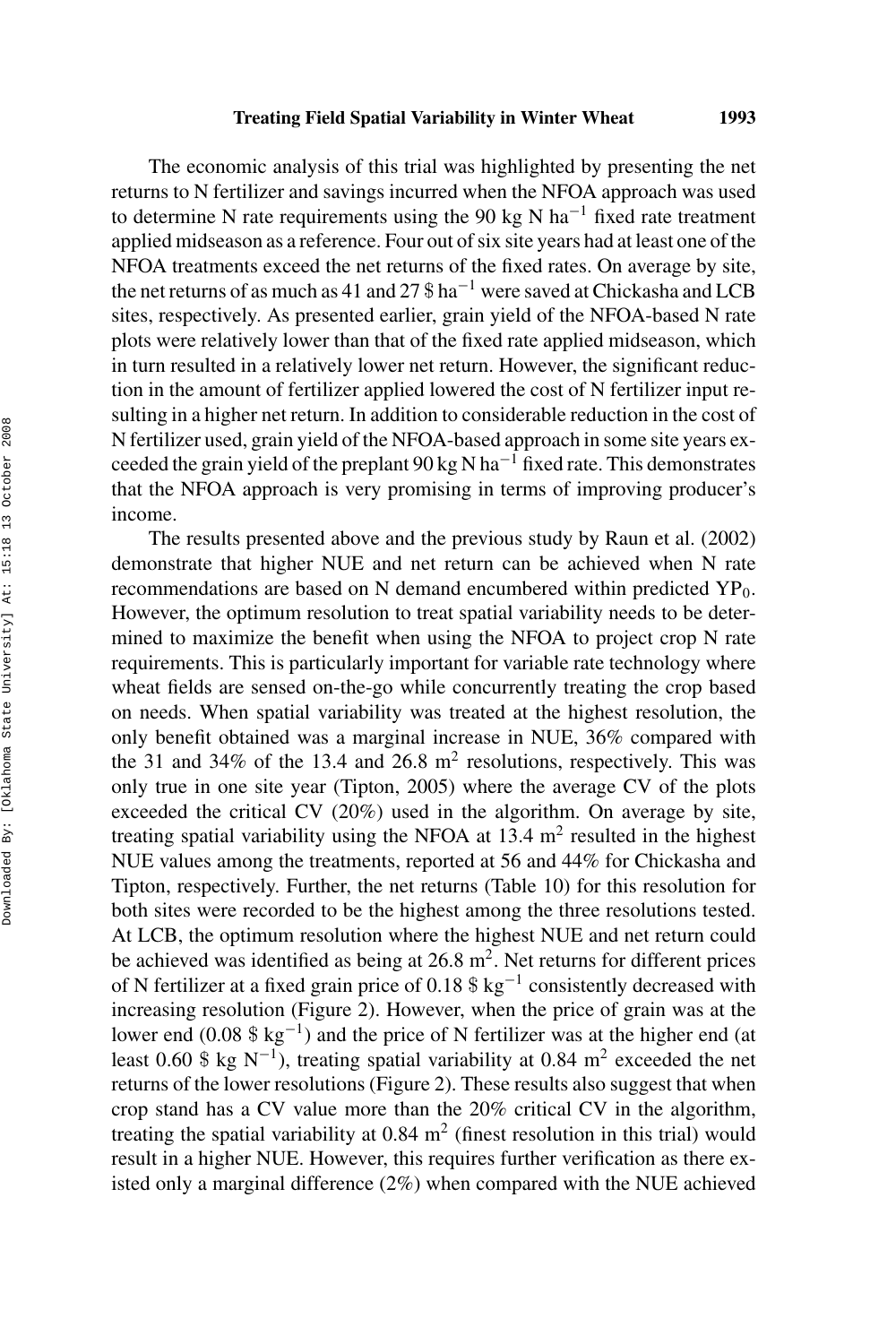The economic analysis of this trial was highlighted by presenting the net returns to N fertilizer and savings incurred when the NFOA approach was used to determine N rate requirements using the 90 kg N $ha^{-1}$ fixed rate treatment applied midseason as a reference. Four out of six site years had at least one of the NFOA treatments exceed the net returns of the fixed rates. On average by site, the net returns of as much as 41 and 27 \$ $ha^{-1}$ were saved at Chickasha and LCB sites, respectively. As presented earlier, grain yield of the NFOA-based N rate plots were relatively lower than that of the fixed rate applied midseason, which in turn resulted in a relatively lower net return. However, the significant reduction in the amount of fertilizer applied lowered the cost of N fertilizer input resulting in a higher net return. In addition to considerable reduction in the cost of N fertilizer used, grain yield of the NFOA-based approach in some site years exceeded the grain yield of the preplant 90 kg N $ha^{-1}$ fixed rate. This demonstrates that the NFOA approach is very promising in terms of improving producer's income.

The results presented above and the previous study by Raun et al. (2002) demonstrate that higher NUE and net return can be achieved when N rate recommendations are based on N demand encumbered within predicted $YP_0$. However, the optimum resolution to treat spatial variability needs to be determined to maximize the benefit when using the NFOA to project crop N rate requirements. This is particularly important for variable rate technology where wheat fields are sensed on-the-go while concurrently treating the crop based on needs. When spatial variability was treated at the highest resolution, the only benefit obtained was a marginal increase in NUE, 36% compared with the 31 and 34% of the 13.4 and 26.8 $m^2$ resolutions, respectively. This was only true in one site year (Tipton, 2005) where the average CV of the plots exceeded the critical CV (20%) used in the algorithm. On average by site, treating spatial variability using the NFOA at 13.4 $m^2$ resulted in the highest NUE values among the treatments, reported at 56 and 44% for Chickasha and Tipton, respectively. Further, the net returns (Table 10) for this resolution for both sites were recorded to be the highest among the three resolutions tested. At LCB, the optimum resolution where the highest NUE and net return could be achieved was identified as being at 26.8 $m^2$. Net returns for different prices of N fertilizer at a fixed grain price of 0.18 \$ $kg^{-1}$ consistently decreased with increasing resolution (Figure 2). However, when the price of grain was at the lower end (0.08 \$ $kg^{-1}$) and the price of N fertilizer was at the higher end (at least 0.60 \$ kg $N^{-1}$), treating spatial variability at 0.84 $m^2$ exceeded the net returns of the lower resolutions (Figure 2). These results also suggest that when crop stand has a CV value more than the 20% critical CV in the algorithm, treating the spatial variability at 0.84 $m^2$ (finest resolution in this trial) would result in a higher NUE. However, this requires further verification as there existed only a marginal difference (2%) when compared with the NUE achieved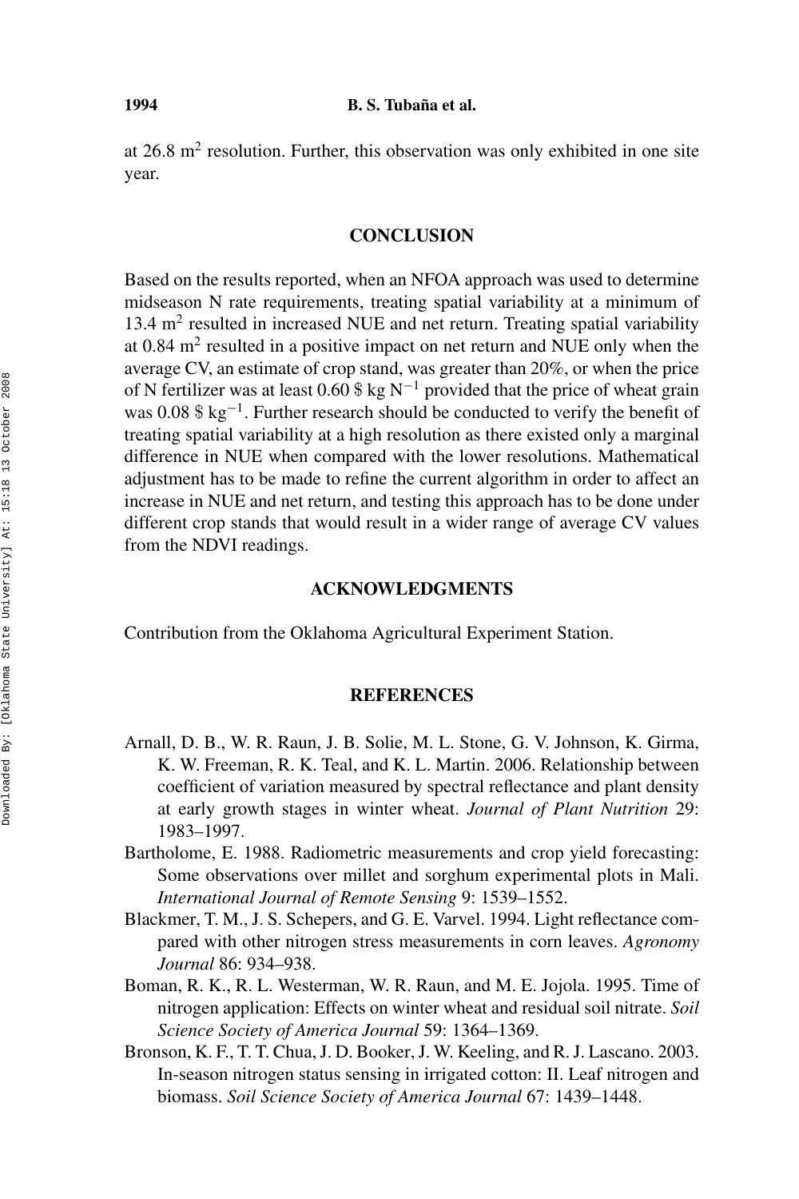at 26.8 $m^2$ resolution. Further, this observation was only exhibited in one site year.

## CONCLUSION

Based on the results reported, when an NFOA approach was used to determine midseason N rate requirements, treating spatial variability at a minimum of 13.4 $m^2$ resulted in increased NUE and net return. Treating spatial variability at 0.84 $m^2$ resulted in a positive impact on net return and NUE only when the average CV, an estimate of crop stand, was greater than 20%, or when the price of N fertilizer was at least 0.60 \$ kg $N^{-1}$ provided that the price of wheat grain was 0.08 \$ $kg^{-1}$. Further research should be conducted to verify the benefit of treating spatial variability at a high resolution as there existed only a marginal difference in NUE when compared with the lower resolutions. Mathematical adjustment has to be made to refine the current algorithm in order to affect an increase in NUE and net return, and testing this approach has to be done under different crop stands that would result in a wider range of average CV values from the NDVI readings.

## ACKNOWLEDGMENTS

Contribution from the Oklahoma Agricultural Experiment Station.

## REFERENCES

Arnall, D. B., W. R. Raun, J. B. Solie, M. L. Stone, G. V. Johnson, K. Girma, K. W. Freeman, R. K. Teal, and K. L. Martin. 2006. Relationship between coefficient of variation measured by spectral reflectance and plant density at early growth stages in winter wheat. *Journal of Plant Nutrition* 29: 1983–1997.

Bartholome, E. 1988. Radiometric measurements and crop yield forecasting: Some observations over millet and sorghum experimental plots in Mali. *International Journal of Remote Sensing* 9: 1539–1552.

Blackmer, T. M., J. S. Schepers, and G. E. Varvel. 1994. Light reflectance compared with other nitrogen stress measurements in corn leaves. *Agronomy Journal* 86: 934–938.

Boman, R. K., R. L. Westerman, W. R. Raun, and M. E. Jojola. 1995. Time of nitrogen application: Effects on winter wheat and residual soil nitrate. *Soil Science Society of America Journal* 59: 1364–1369.

Bronson, K. F., T. T. Chua, J. D. Booker, J. W. Keeling, and R. J. Lascano. 2003. In-season nitrogen status sensing in irrigated cotton: II. Leaf nitrogen and biomass. *Soil Science Society of America Journal* 67: 1439–1448.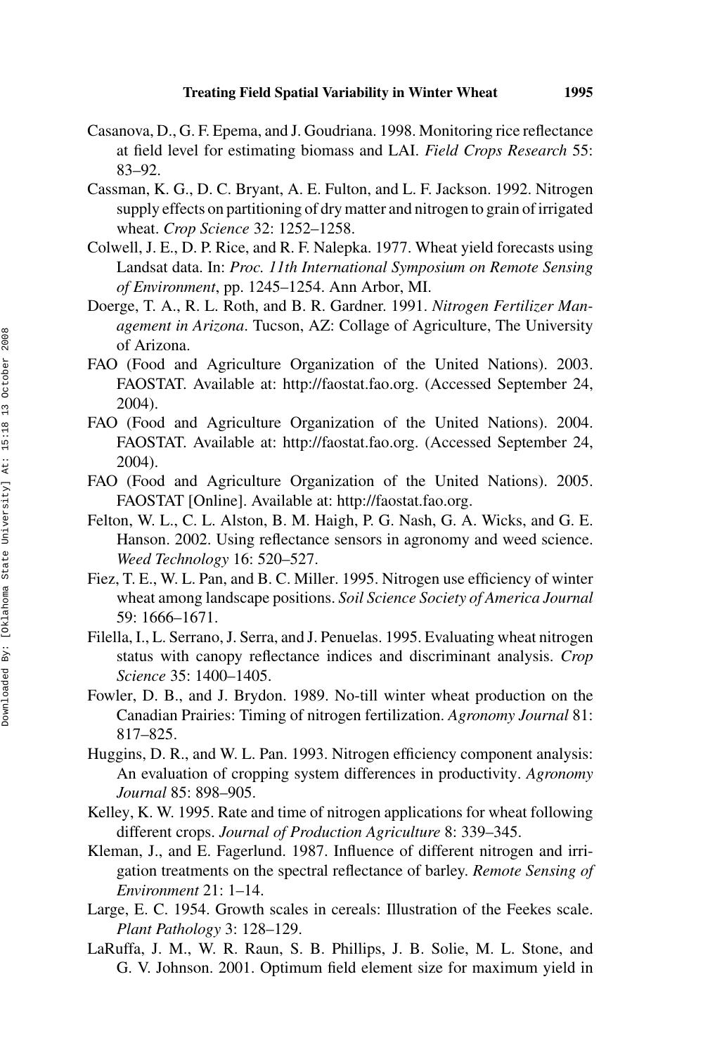Casanova, D., G. F. Epema, and J. Goudriana. 1998. Monitoring rice reflectance at field level for estimating biomass and LAI. *Field Crops Research* 55: 83–92.

Cassman, K. G., D. C. Bryant, A. E. Fulton, and L. F. Jackson. 1992. Nitrogen supply effects on partitioning of dry matter and nitrogen to grain of irrigated wheat. *Crop Science* 32: 1252–1258.

Colwell, J. E., D. P. Rice, and R. F. Nalepka. 1977. Wheat yield forecasts using Landsat data. In: *Proc. 11th International Symposium on Remote Sensing of Environment*, pp. 1245–1254. Ann Arbor, MI.

Doerge, T. A., R. L. Roth, and B. R. Gardner. 1991. *Nitrogen Fertilizer Management in Arizona*. Tucson, AZ: Collage of Agriculture, The University of Arizona.

FAO (Food and Agriculture Organization of the United Nations). 2003. FAOSTAT. Available at: http://faostat.fao.org. (Accessed September 24, 2004).

FAO (Food and Agriculture Organization of the United Nations). 2004. FAOSTAT. Available at: http://faostat.fao.org. (Accessed September 24, 2004).

FAO (Food and Agriculture Organization of the United Nations). 2005. FAOSTAT [Online]. Available at: http://faostat.fao.org.

Felton, W. L., C. L. Alston, B. M. Haigh, P. G. Nash, G. A. Wicks, and G. E. Hanson. 2002. Using reflectance sensors in agronomy and weed science. *Weed Technology* 16: 520–527.

Fiez, T. E., W. L. Pan, and B. C. Miller. 1995. Nitrogen use efficiency of winter wheat among landscape positions. *Soil Science Society of America Journal* 59: 1666–1671.

Filella, I., L. Serrano, J. Serra, and J. Penuelas. 1995. Evaluating wheat nitrogen status with canopy reflectance indices and discriminant analysis. *Crop Science* 35: 1400–1405.

Fowler, D. B., and J. Brydon. 1989. No-till winter wheat production on the Canadian Prairies: Timing of nitrogen fertilization. *Agronomy Journal* 81: 817–825.

Huggins, D. R., and W. L. Pan. 1993. Nitrogen efficiency component analysis: An evaluation of cropping system differences in productivity. *Agronomy Journal* 85: 898–905.

Kelley, K. W. 1995. Rate and time of nitrogen applications for wheat following different crops. *Journal of Production Agriculture* 8: 339–345.

Kleman, J., and E. Fagerlund. 1987. Influence of different nitrogen and irrigation treatments on the spectral reflectance of barley. *Remote Sensing of Environment* 21: 1–14.

Large, E. C. 1954. Growth scales in cereals: Illustration of the Feekes scale. *Plant Pathology* 3: 128–129.

LaRuffa, J. M., W. R. Raun, S. B. Phillips, J. B. Solie, M. L. Stone, and G. V. Johnson. 2001. Optimum field element size for maximum yield in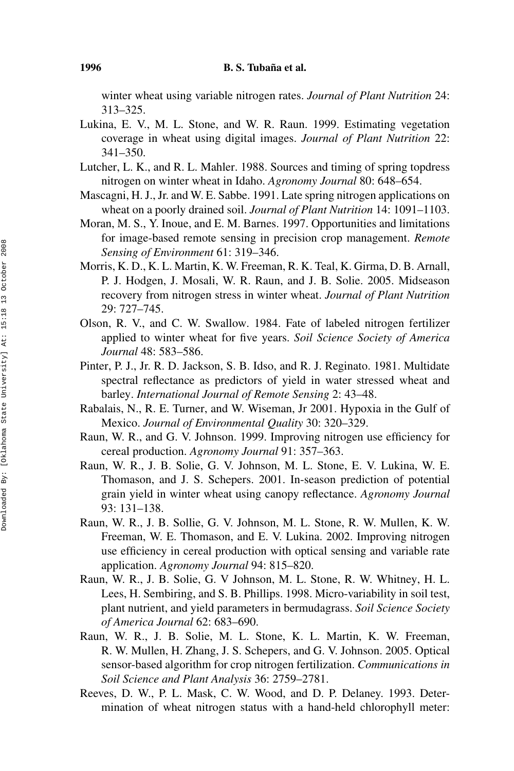winter wheat using variable nitrogen rates. *Journal of Plant Nutrition* 24: 313–325.

Lukina, E. V., M. L. Stone, and W. R. Raun. 1999. Estimating vegetation coverage in wheat using digital images. *Journal of Plant Nutrition* 22: 341–350.

Lutcher, L. K., and R. L. Mahler. 1988. Sources and timing of spring topdress nitrogen on winter wheat in Idaho. *Agronomy Journal* 80: 648–654.

Mascagni, H. J., Jr. and W. E. Sabbe. 1991. Late spring nitrogen applications on wheat on a poorly drained soil. *Journal of Plant Nutrition* 14: 1091–1103.

Moran, M. S., Y. Inoue, and E. M. Barnes. 1997. Opportunities and limitations for image-based remote sensing in precision crop management. *Remote Sensing of Environment* 61: 319–346.

Morris, K. D., K. L. Martin, K. W. Freeman, R. K. Teal, K. Girma, D. B. Arnall, P. J. Hodgen, J. Mosali, W. R. Raun, and J. B. Solie. 2005. Midseason recovery from nitrogen stress in winter wheat. *Journal of Plant Nutrition* 29: 727–745.

Olson, R. V., and C. W. Swallow. 1984. Fate of labeled nitrogen fertilizer applied to winter wheat for five years. *Soil Science Society of America Journal* 48: 583–586.

Pinter, P. J., Jr. R. D. Jackson, S. B. Idso, and R. J. Reginato. 1981. Multidate spectral reflectance as predictors of yield in water stressed wheat and barley. *International Journal of Remote Sensing* 2: 43–48.

Rabalais, N., R. E. Turner, and W. Wiseman, Jr 2001. Hypoxia in the Gulf of Mexico. *Journal of Environmental Quality* 30: 320–329.

Raun, W. R., and G. V. Johnson. 1999. Improving nitrogen use efficiency for cereal production. *Agronomy Journal* 91: 357–363.

Raun, W. R., J. B. Solie, G. V. Johnson, M. L. Stone, E. V. Lukina, W. E. Thomason, and J. S. Schepers. 2001. In-season prediction of potential grain yield in winter wheat using canopy reflectance. *Agronomy Journal* 93: 131–138.

Raun, W. R., J. B. Sollie, G. V. Johnson, M. L. Stone, R. W. Mullen, K. W. Freeman, W. E. Thomason, and E. V. Lukina. 2002. Improving nitrogen use efficiency in cereal production with optical sensing and variable rate application. *Agronomy Journal* 94: 815–820.

Raun, W. R., J. B. Solie, G. V Johnson, M. L. Stone, R. W. Whitney, H. L. Lees, H. Sembiring, and S. B. Phillips. 1998. Micro-variability in soil test, plant nutrient, and yield parameters in bermudagrass. *Soil Science Society of America Journal* 62: 683–690.

Raun, W. R., J. B. Solie, M. L. Stone, K. L. Martin, K. W. Freeman, R. W. Mullen, H. Zhang, J. S. Schepers, and G. V. Johnson. 2005. Optical sensor-based algorithm for crop nitrogen fertilization. *Communications in Soil Science and Plant Analysis* 36: 2759–2781.

Reeves, D. W., P. L. Mask, C. W. Wood, and D. P. Delaney. 1993. Determination of wheat nitrogen status with a hand-held chlorophyll meter: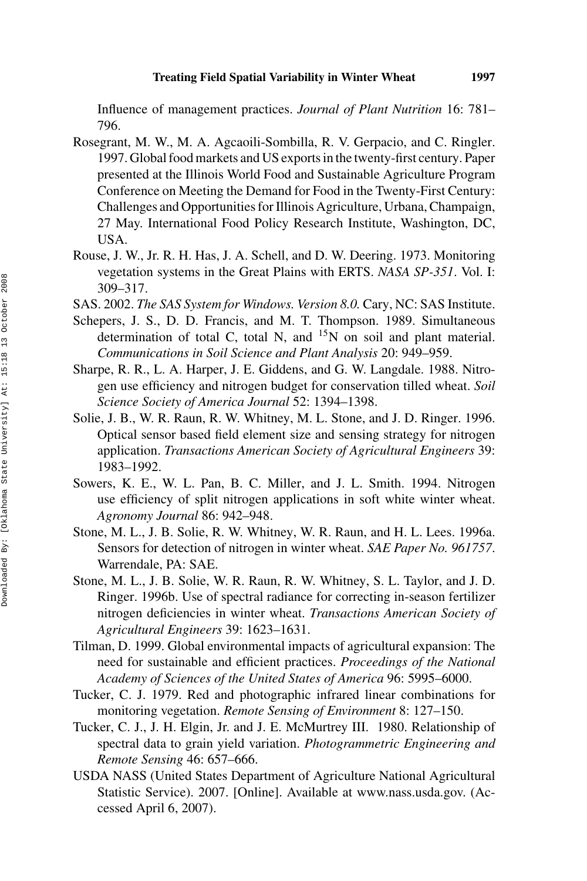Influence of management practices. *Journal of Plant Nutrition* 16: 781–796.

Rosegrant, M. W., M. A. Agcaoili-Sombilla, R. V. Gerpacio, and C. Ringler. 1997. Global food markets and US exports in the twenty-first century. Paper presented at the Illinois World Food and Sustainable Agriculture Program Conference on Meeting the Demand for Food in the Twenty-First Century: Challenges and Opportunities for Illinois Agriculture, Urbana, Champaign, 27 May. International Food Policy Research Institute, Washington, DC, USA.

Rouse, J. W., Jr. R. H. Has, J. A. Schell, and D. W. Deering. 1973. Monitoring vegetation systems in the Great Plains with ERTS. *NASA SP-351*. Vol. I: 309–317.

SAS. 2002. *The SAS System for Windows. Version 8.0.* Cary, NC: SAS Institute.

Schepers, J. S., D. D. Francis, and M. T. Thompson. 1989. Simultaneous determination of total C, total N, and $^{15}$N on soil and plant material. *Communications in Soil Science and Plant Analysis* 20: 949–959.

Sharpe, R. R., L. A. Harper, J. E. Giddens, and G. W. Langdale. 1988. Nitrogen use efficiency and nitrogen budget for conservation tilled wheat. *Soil Science Society of America Journal* 52: 1394–1398.

Solie, J. B., W. R. Raun, R. W. Whitney, M. L. Stone, and J. D. Ringer. 1996. Optical sensor based field element size and sensing strategy for nitrogen application. *Transactions American Society of Agricultural Engineers* 39: 1983–1992.

Sowers, K. E., W. L. Pan, B. C. Miller, and J. L. Smith. 1994. Nitrogen use efficiency of split nitrogen applications in soft white winter wheat. *Agronomy Journal* 86: 942–948.

Stone, M. L., J. B. Solie, R. W. Whitney, W. R. Raun, and H. L. Lees. 1996a. Sensors for detection of nitrogen in winter wheat. *SAE Paper No. 961757*. Warrendale, PA: SAE.

Stone, M. L., J. B. Solie, W. R. Raun, R. W. Whitney, S. L. Taylor, and J. D. Ringer. 1996b. Use of spectral radiance for correcting in-season fertilizer nitrogen deficiencies in winter wheat. *Transactions American Society of Agricultural Engineers* 39: 1623–1631.

Tilman, D. 1999. Global environmental impacts of agricultural expansion: The need for sustainable and efficient practices. *Proceedings of the National Academy of Sciences of the United States of America* 96: 5995–6000.

Tucker, C. J. 1979. Red and photographic infrared linear combinations for monitoring vegetation. *Remote Sensing of Environment* 8: 127–150.

Tucker, C. J., J. H. Elgin, Jr. and J. E. McMurtrey III. 1980. Relationship of spectral data to grain yield variation. *Photogrammetric Engineering and Remote Sensing* 46: 657–666.

USDA NASS (United States Department of Agriculture National Agricultural Statistic Service). 2007. [Online]. Available at www.nass.usda.gov. (Accessed April 6, 2007).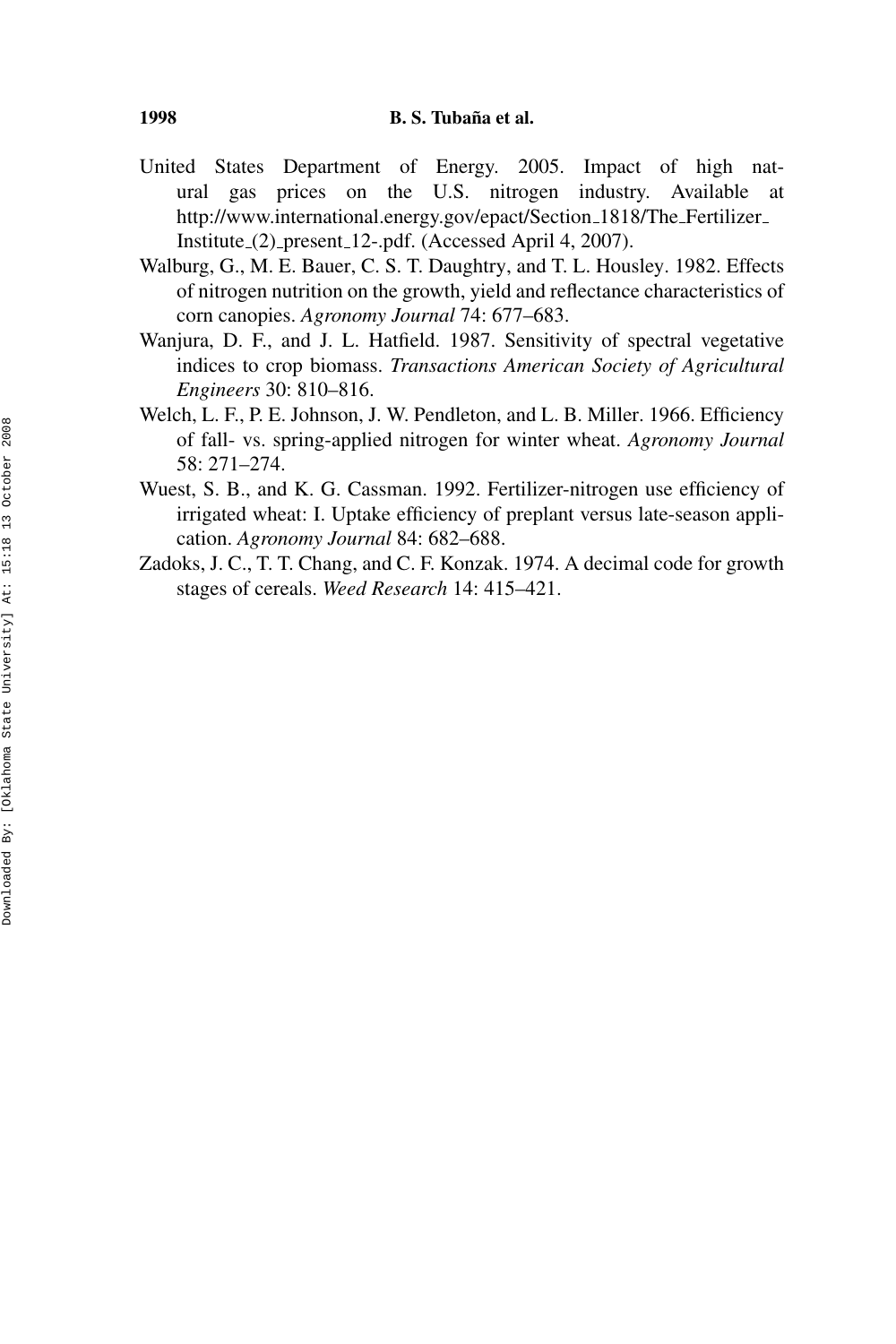United States Department of Energy. 2005. Impact of high natural gas prices on the U.S. nitrogen industry. Available at http://www.international.energy.gov/epact/Section_1818/The_Fertilizer_Institute_(2)_present_12-.pdf. (Accessed April 4, 2007).

Walburg, G., M. E. Bauer, C. S. T. Daughtry, and T. L. Housley. 1982. Effects of nitrogen nutrition on the growth, yield and reflectance characteristics of corn canopies. *Agronomy Journal* 74: 677–683.

Wanjura, D. F., and J. L. Hatfield. 1987. Sensitivity of spectral vegetative indices to crop biomass. *Transactions American Society of Agricultural Engineers* 30: 810–816.

Welch, L. F., P. E. Johnson, J. W. Pendleton, and L. B. Miller. 1966. Efficiency of fall- vs. spring-applied nitrogen for winter wheat. *Agronomy Journal* 58: 271–274.

Wuest, S. B., and K. G. Cassman. 1992. Fertilizer-nitrogen use efficiency of irrigated wheat: I. Uptake efficiency of preplant versus late-season application. *Agronomy Journal* 84: 682–688.

Zadoks, J. C., T. T. Chang, and C. F. Konzak. 1974. A decimal code for growth stages of cereals. *Weed Research* 14: 415–421.